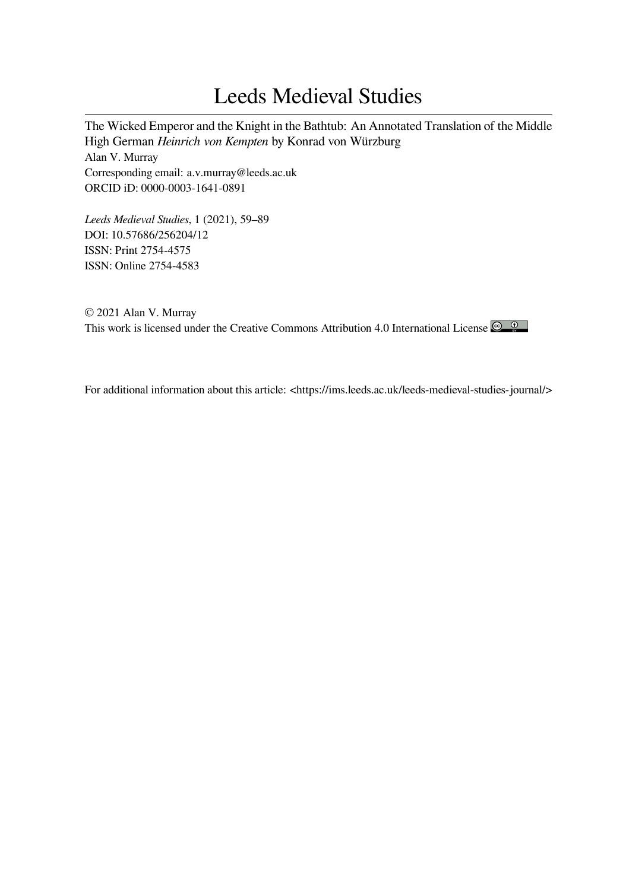# Leeds Medieval Studies

The Wicked Emperor and the Knight in the Bathtub: An Annotated Translation of the Middle High German *Heinrich von Kempten* by Konrad von Würzburg
Alan V. Murray
Corresponding email: a.v.murray@leeds.ac.uk
ORCID iD: 0000-0003-1641-0891

*Leeds Medieval Studies*, 1 (2021), 59–89
DOI: 10.57686/256204/12
ISSN: Print 2754-4575
ISSN: Online 2754-4583

© 2021 Alan V. Murray
This work is licensed under the Creative Commons Attribution 4.0 International License

For additional information about this article: <https://ims.leeds.ac.uk/leeds-medieval-studies-journal/>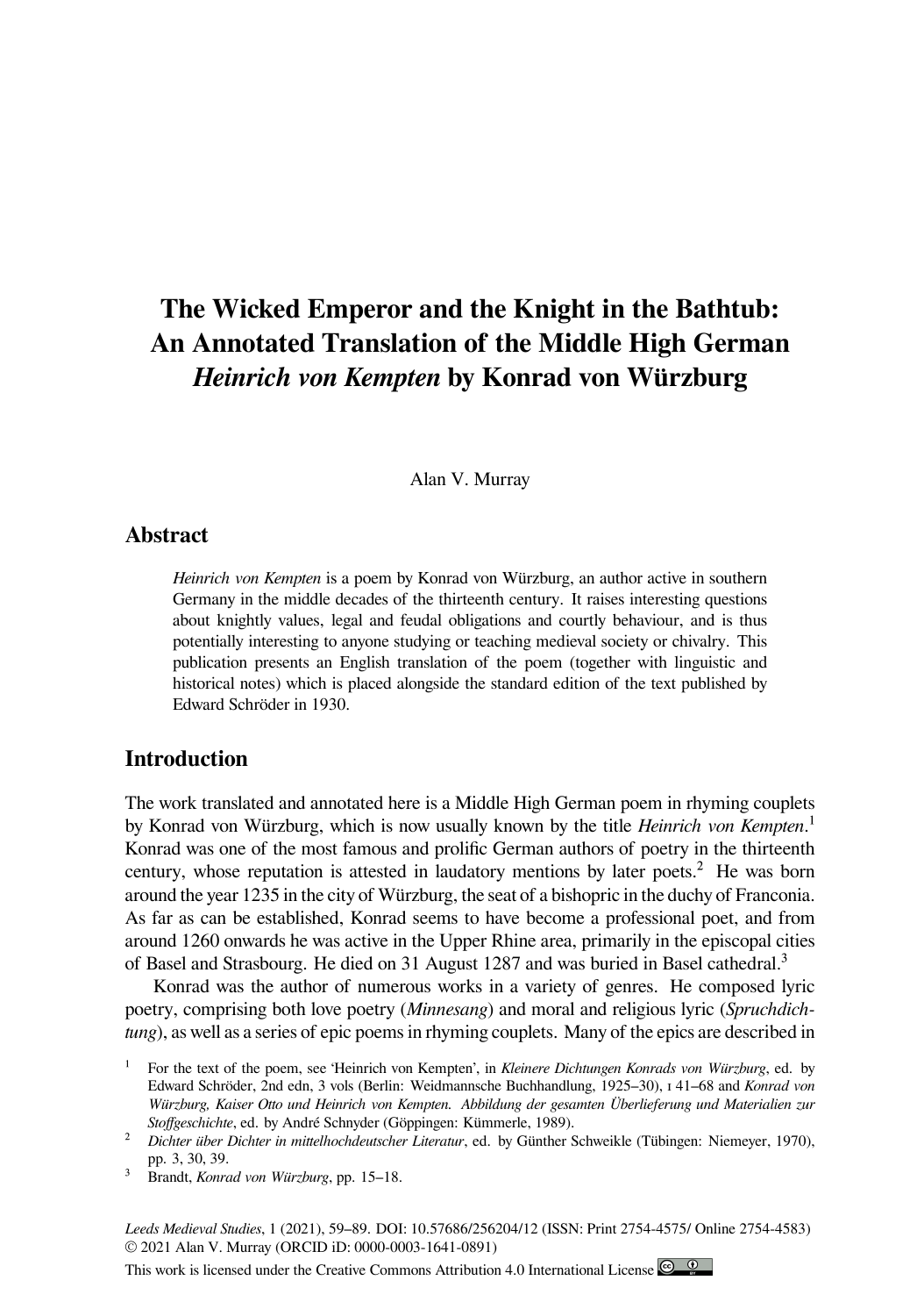# The Wicked Emperor and the Knight in the Bathtub: An Annotated Translation of the Middle High German *Heinrich von Kempten* by Konrad von Würzburg

Alan V. Murray

## Abstract

*Heinrich von Kempten* is a poem by Konrad von Würzburg, an author active in southern Germany in the middle decades of the thirteenth century. It raises interesting questions about knightly values, legal and feudal obligations and courtly behaviour, and is thus potentially interesting to anyone studying or teaching medieval society or chivalry. This publication presents an English translation of the poem (together with linguistic and historical notes) which is placed alongside the standard edition of the text published by Edward Schröder in 1930.

## Introduction

The work translated and annotated here is a Middle High German poem in rhyming couplets by Konrad von Würzburg, which is now usually known by the title *Heinrich von Kempten*.[1] Konrad was one of the most famous and prolific German authors of poetry in the thirteenth century, whose reputation is attested in laudatory mentions by later poets.[2] He was born around the year 1235 in the city of Würzburg, the seat of a bishopric in the duchy of Franconia. As far as can be established, Konrad seems to have become a professional poet, and from around 1260 onwards he was active in the Upper Rhine area, primarily in the episcopal cities of Basel and Strasbourg. He died on 31 August 1287 and was buried in Basel cathedral.[3]

Konrad was the author of numerous works in a variety of genres. He composed lyric poetry, comprising both love poetry (*Minnesang*) and moral and religious lyric (*Spruchdichtung*), as well as a series of epic poems in rhyming couplets. Many of the epics are described in

[1] For the text of the poem, see 'Heinrich von Kempten', in *Kleinere Dichtungen Konrads von Würzburg*, ed. by Edward Schröder, 2nd edn, 3 vols (Berlin: Weidmannsche Buchhandlung, 1925–30), I 41–68 and *Konrad von Würzburg, Kaiser Otto und Heinrich von Kempten. Abbildung der gesamten Überlieferung und Materialien zur Stoffgeschichte*, ed. by André Schnyder (Göppingen: Kümmerle, 1989).

[2] *Dichter über Dichter in mittelhochdeutscher Literatur*, ed. by Günther Schweikle (Tübingen: Niemeyer, 1970), pp. 3, 30, 39.

[3] Brandt, *Konrad von Würzburg*, pp. 15–18.

*Leeds Medieval Studies*, 1 (2021), 59–89. DOI: 10.57686/256204/12 (ISSN: Print 2754-4575/ Online 2754-4583)
© 2021 Alan V. Murray (ORCID iD: 0000-0003-1641-0891)
This work is licensed under the Creative Commons Attribution 4.0 International License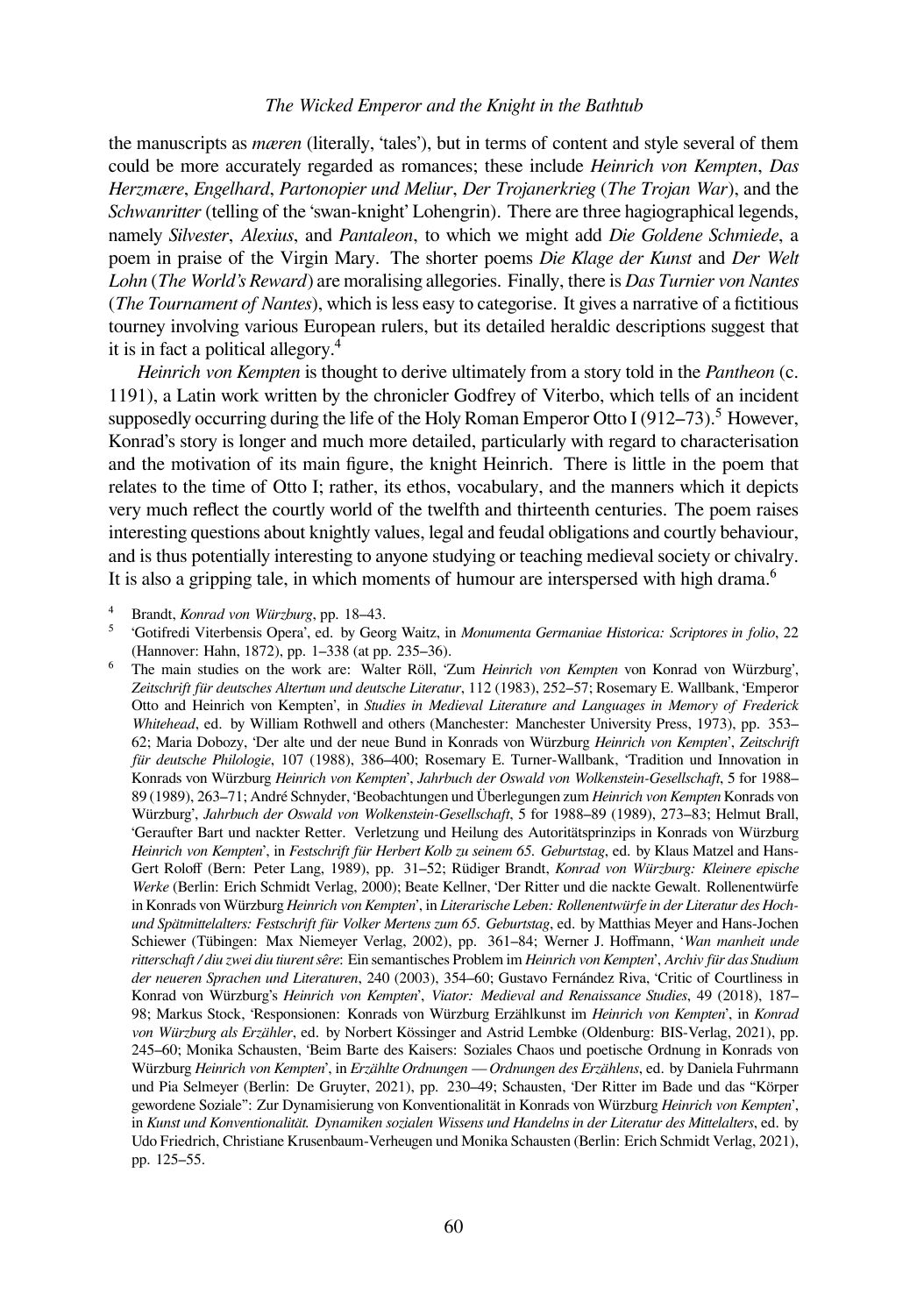the manuscripts as *mæren* (literally, 'tales'), but in terms of content and style several of them could be more accurately regarded as romances; these include *Heinrich von Kempten*, *Das Herzmære*, *Engelhard*, *Partonopier und Meliur*, *Der Trojanerkrieg* (*The Trojan War*), and the *Schwanritter* (telling of the 'swan-knight' Lohengrin). There are three hagiographical legends, namely *Silvester*, *Alexius*, and *Pantaleon*, to which we might add *Die Goldene Schmiede*, a poem in praise of the Virgin Mary. The shorter poems *Die Klage der Kunst* and *Der Welt Lohn* (*The World's Reward*) are moralising allegories. Finally, there is *Das Turnier von Nantes* (*The Tournament of Nantes*), which is less easy to categorise. It gives a narrative of a fictitious tourney involving various European rulers, but its detailed heraldic descriptions suggest that it is in fact a political allegory.[4]

*Heinrich von Kempten* is thought to derive ultimately from a story told in the *Pantheon* (c. 1191), a Latin work written by the chronicler Godfrey of Viterbo, which tells of an incident supposedly occurring during the life of the Holy Roman Emperor Otto I (912–73).[5] However, Konrad's story is longer and much more detailed, particularly with regard to characterisation and the motivation of its main figure, the knight Heinrich. There is little in the poem that relates to the time of Otto I; rather, its ethos, vocabulary, and the manners which it depicts very much reflect the courtly world of the twelfth and thirteenth centuries. The poem raises interesting questions about knightly values, legal and feudal obligations and courtly behaviour, and is thus potentially interesting to anyone studying or teaching medieval society or chivalry. It is also a gripping tale, in which moments of humour are interspersed with high drama.[6]

[4] Brandt, *Konrad von Würzburg*, pp. 18–43.

[5] 'Gotifredi Viterbensis Opera', ed. by Georg Waitz, in *Monumenta Germaniae Historica: Scriptores in folio*, 22 (Hannover: Hahn, 1872), pp. 1–338 (at pp. 235–36).

[6] The main studies on the work are: Walter Röll, 'Zum *Heinrich von Kempten* von Konrad von Würzburg', *Zeitschrift für deutsches Altertum und deutsche Literatur*, 112 (1983), 252–57; Rosemary E. Wallbank, 'Emperor Otto and Heinrich von Kempten', in *Studies in Medieval Literature and Languages in Memory of Frederick Whitehead*, ed. by William Rothwell and others (Manchester: Manchester University Press, 1973), pp. 353–62; Maria Dobozy, 'Der alte und der neue Bund in Konrads von Würzburg *Heinrich von Kempten*', *Zeitschrift für deutsche Philologie*, 107 (1988), 386–400; Rosemary E. Turner-Wallbank, 'Tradition und Innovation in Konrads von Würzburg *Heinrich von Kempten*', *Jahrbuch der Oswald von Wolkenstein-Gesellschaft*, 5 for 1988–89 (1989), 263–71; André Schnyder, 'Beobachtungen und Überlegungen zum *Heinrich von Kempten* Konrads von Würzburg', *Jahrbuch der Oswald von Wolkenstein-Gesellschaft*, 5 for 1988–89 (1989), 273–83; Helmut Brall, 'Geraufter Bart und nackter Retter. Verletzung und Heilung des Autoritätsprinzips in Konrads von Würzburg *Heinrich von Kempten*', in *Festschrift für Herbert Kolb zu seinem 65. Geburtstag*, ed. by Klaus Matzel and Hans-Gert Roloff (Bern: Peter Lang, 1989), pp. 31–52; Rüdiger Brandt, *Konrad von Würzburg: Kleinere epische Werke* (Berlin: Erich Schmidt Verlag, 2000); Beate Kellner, 'Der Ritter und die nackte Gewalt. Rollenentwürfe in Konrads von Würzburg *Heinrich von Kempten*', in *Literarische Leben: Rollenentwürfe in der Literatur des Hoch- und Spätmittelalters: Festschrift für Volker Mertens zum 65. Geburtstag*, ed. by Matthias Meyer and Hans-Jochen Schiewer (Tübingen: Max Niemeyer Verlag, 2002), pp. 361–84; Werner J. Hoffmann, '*Wan manheit unde ritterschaft / diu zwei diu tiurent sêr*: Ein semantisches Problem im *Heinrich von Kempten*', *Archiv für das Studium der neueren Sprachen und Literaturen*, 240 (2003), 354–60; Gustavo Fernández Riva, 'Critic of Courtliness in Konrad von Würzburg's *Heinrich von Kempten*', *Viator: Medieval and Renaissance Studies*, 49 (2018), 187–98; Markus Stock, 'Responsionen: Konrads von Würzburg Erzählkunst im *Heinrich von Kempten*', in *Konrad von Würzburg als Erzähler*, ed. by Norbert Kössinger and Astrid Lembke (Oldenburg: BIS-Verlag, 2021), pp. 245–60; Monika Schausten, 'Beim Barte des Kaisers: Soziales Chaos und poetische Ordnung in Konrads von Würzburg *Heinrich von Kempten*', in *Erzählte Ordnungen — Ordnungen des Erzählens*, ed. by Daniela Fuhrmann und Pia Selmeyer (Berlin: De Gruyter, 2021), pp. 230–49; Schausten, 'Der Ritter im Bade und das "Körper gewordene Soziale": Zur Dynamisierung von Konventionalität in Konrads von Würzburg *Heinrich von Kempten*', in *Kunst und Konventionalität. Dynamiken sozialen Wissens und Handelns in der Literatur des Mittelalters*, ed. by Udo Friedrich, Christiane Krusenbaum-Verheugen und Monika Schausten (Berlin: Erich Schmidt Verlag, 2021), pp. 125–55.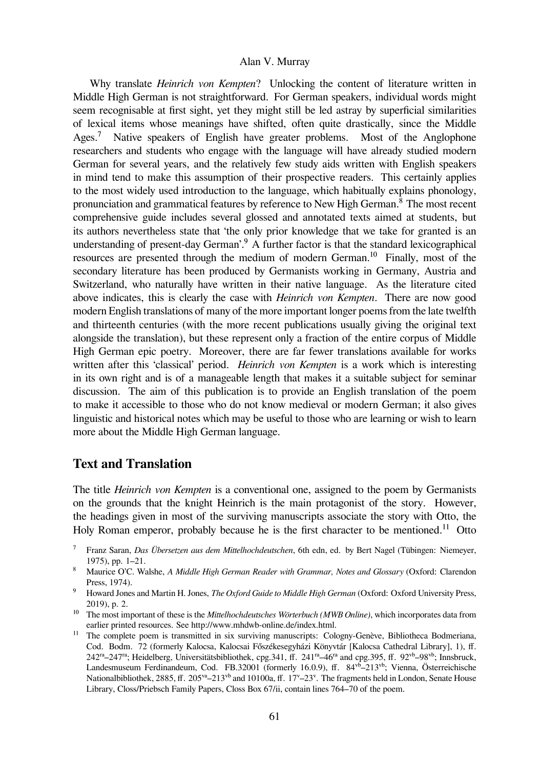Why translate *Heinrich von Kempten*? Unlocking the content of literature written in Middle High German is not straightforward. For German speakers, individual words might seem recognisable at first sight, yet they might still be led astray by superficial similarities of lexical items whose meanings have shifted, often quite drastically, since the Middle Ages.[7] Native speakers of English have greater problems. Most of the Anglophone researchers and students who engage with the language will have already studied modern German for several years, and the relatively few study aids written with English speakers in mind tend to make this assumption of their prospective readers. This certainly applies to the most widely used introduction to the language, which habitually explains phonology, pronunciation and grammatical features by reference to New High German.[8] The most recent comprehensive guide includes several glossed and annotated texts aimed at students, but its authors nevertheless state that 'the only prior knowledge that we take for granted is an understanding of present-day German'.[9] A further factor is that the standard lexicographical resources are presented through the medium of modern German.[10] Finally, most of the secondary literature has been produced by Germanists working in Germany, Austria and Switzerland, who naturally have written in their native language. As the literature cited above indicates, this is clearly the case with *Heinrich von Kempten*. There are now good modern English translations of many of the more important longer poems from the late twelfth and thirteenth centuries (with the more recent publications usually giving the original text alongside the translation), but these represent only a fraction of the entire corpus of Middle High German epic poetry. Moreover, there are far fewer translations available for works written after this 'classical' period. *Heinrich von Kempten* is a work which is interesting in its own right and is of a manageable length that makes it a suitable subject for seminar discussion. The aim of this publication is to provide an English translation of the poem to make it accessible to those who do not know medieval or modern German; it also gives linguistic and historical notes which may be useful to those who are learning or wish to learn more about the Middle High German language.

## Text and Translation

The title *Heinrich von Kempten* is a conventional one, assigned to the poem by Germanists on the grounds that the knight Heinrich is the main protagonist of the story. However, the headings given in most of the surviving manuscripts associate the story with Otto, the Holy Roman emperor, probably because he is the first character to be mentioned.[11] Otto

---

[7] Franz Saran, *Das Übersetzen aus dem Mittelhochdeutschen*, 6th edn, ed. by Bert Nagel (Tübingen: Niemeyer, 1975), pp. 1–21.

[8] Maurice O'C. Walshe, *A Middle High German Reader with Grammar, Notes and Glossary* (Oxford: Clarendon Press, 1974).

[9] Howard Jones and Martin H. Jones, *The Oxford Guide to Middle High German* (Oxford: Oxford University Press, 2019), p. 2.

[10] The most important of these is the *Mittelhochdeutsches Wörterbuch (MWB Online)*, which incorporates data from earlier printed resources. See http://www.mhdwb-online.de/index.html.

[11] The complete poem is transmitted in six surviving manuscripts: Cologny-Genève, Bibliotheca Bodmeriana, Cod. Bodm. 72 (formerly Kalocsa, Kalocsai Főszékesegyházi Könyvtár [Kalocsa Cathedral Library], 1), ff. 242ra–247ra; Heidelberg, Universitätsbibliothek, cpg.341, ff. 241ra–46ra and cpg.395, ff. 92vb–98vb; Innsbruck, Landesmuseum Ferdinandeum, Cod. FB.32001 (formerly 16.0.9), ff. 84vb–213vb; Vienna, Österreichische Nationalbibliothek, 2885, ff. 205va–213vb and 10100a, ff. 17v–23v. The fragments held in London, Senate House Library, Closs/Priebsch Family Papers, Closs Box 67/ii, contain lines 764–70 of the poem.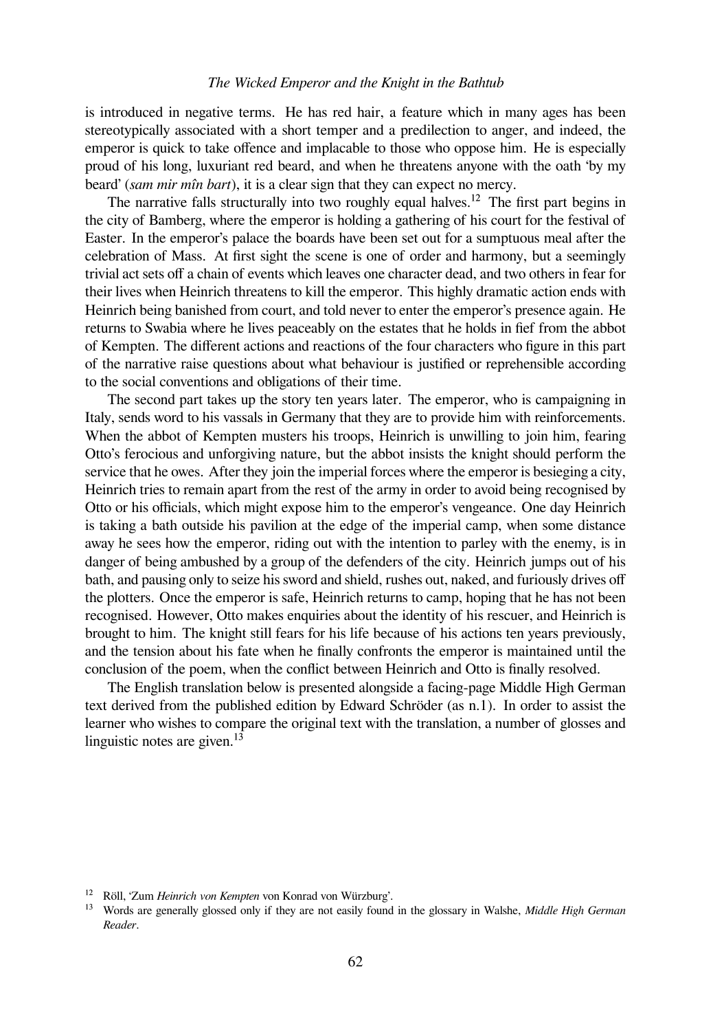is introduced in negative terms. He has red hair, a feature which in many ages has been stereotypically associated with a short temper and a predilection to anger, and indeed, the emperor is quick to take offence and implacable to those who oppose him. He is especially proud of his long, luxuriant red beard, and when he threatens anyone with the oath 'by my beard' (*sam mir mîn bart*), it is a clear sign that they can expect no mercy.

The narrative falls structurally into two roughly equal halves.[12] The first part begins in the city of Bamberg, where the emperor is holding a gathering of his court for the festival of Easter. In the emperor's palace the boards have been set out for a sumptuous meal after the celebration of Mass. At first sight the scene is one of order and harmony, but a seemingly trivial act sets off a chain of events which leaves one character dead, and two others in fear for their lives when Heinrich threatens to kill the emperor. This highly dramatic action ends with Heinrich being banished from court, and told never to enter the emperor's presence again. He returns to Swabia where he lives peaceably on the estates that he holds in fief from the abbot of Kempten. The different actions and reactions of the four characters who figure in this part of the narrative raise questions about what behaviour is justified or reprehensible according to the social conventions and obligations of their time.

The second part takes up the story ten years later. The emperor, who is campaigning in Italy, sends word to his vassals in Germany that they are to provide him with reinforcements. When the abbot of Kempten musters his troops, Heinrich is unwilling to join him, fearing Otto's ferocious and unforgiving nature, but the abbot insists the knight should perform the service that he owes. After they join the imperial forces where the emperor is besieging a city, Heinrich tries to remain apart from the rest of the army in order to avoid being recognised by Otto or his officials, which might expose him to the emperor's vengeance. One day Heinrich is taking a bath outside his pavilion at the edge of the imperial camp, when some distance away he sees how the emperor, riding out with the intention to parley with the enemy, is in danger of being ambushed by a group of the defenders of the city. Heinrich jumps out of his bath, and pausing only to seize his sword and shield, rushes out, naked, and furiously drives off the plotters. Once the emperor is safe, Heinrich returns to camp, hoping that he has not been recognised. However, Otto makes enquiries about the identity of his rescuer, and Heinrich is brought to him. The knight still fears for his life because of his actions ten years previously, and the tension about his fate when he finally confronts the emperor is maintained until the conclusion of the poem, when the conflict between Heinrich and Otto is finally resolved.

The English translation below is presented alongside a facing-page Middle High German text derived from the published edition by Edward Schröder (as n.1). In order to assist the learner who wishes to compare the original text with the translation, a number of glosses and linguistic notes are given.[13]

---

[12] Röll, 'Zum *Heinrich von Kempten* von Konrad von Würzburg'.

[13] Words are generally glossed only if they are not easily found in the glossary in Walshe, *Middle High German Reader*.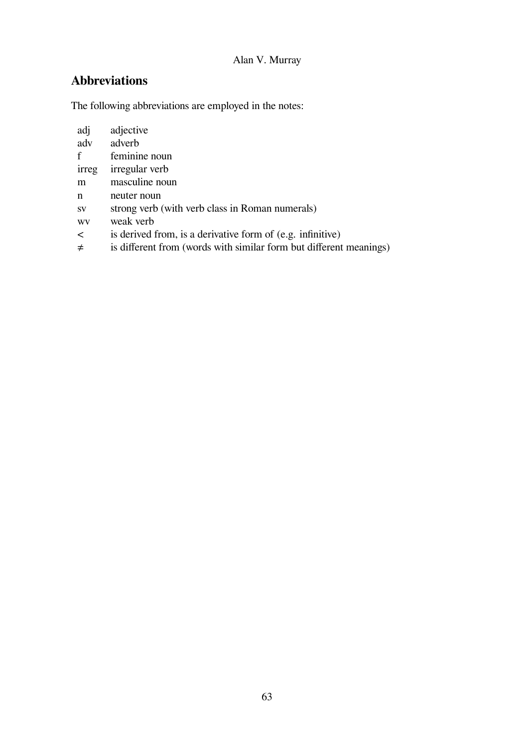## Abbreviations

The following abbreviations are employed in the notes:

| | |
|---|---|
| adj | adjective |
| adv | adverb |
| f | feminine noun |
| irreg | irregular verb |
| m | masculine noun |
| n | neuter noun |
| sv | strong verb (with verb class in Roman numerals) |
| wv | weak verb |
| < | is derived from, is a derivative form of (e.g. infinitive) |
| ≠ | is different from (words with similar form but different meanings) |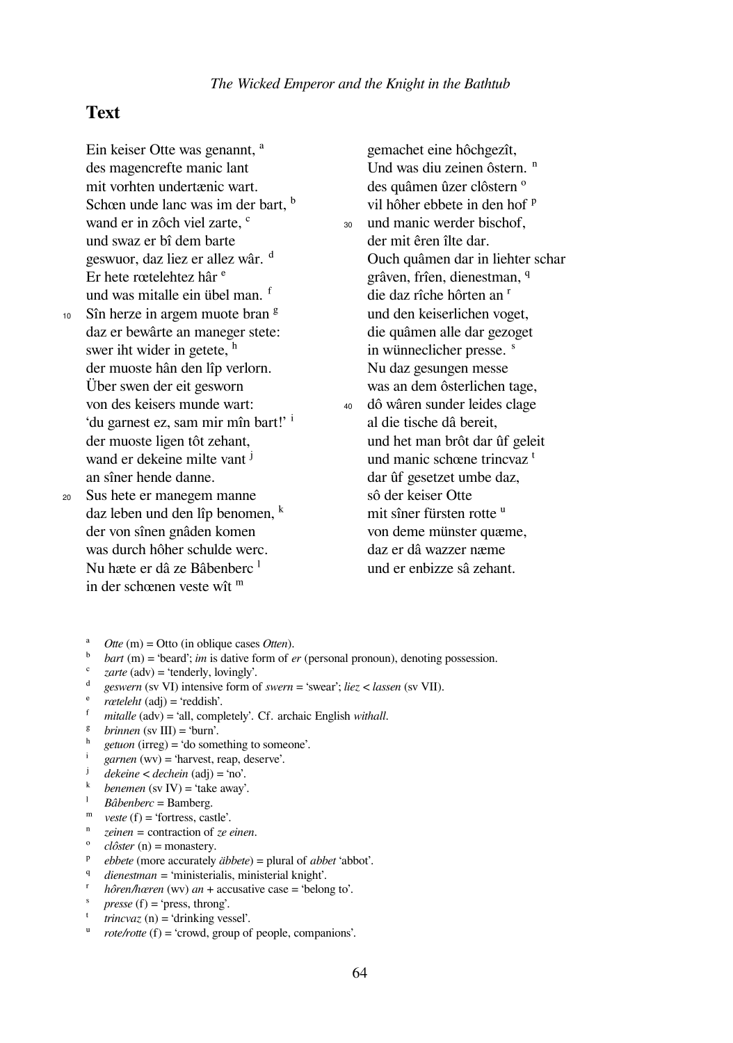## Text

Ein keiser Otte was genannt, [a]
des magencrefte manic lant
mit vorhten undertænic wart.
Schœn unde lanc was im der bart, [b]
wand er in zôch viel zarte, [c]
und swaz er bî dem barte
geswuor, daz liez er allez wâr. [d]
Er hete rœtelehtez hâr [e]
und was mitalle ein übel man. [f]
10 Sîn herze in argem muote bran [g]
daz er bewârte an maneger stete:
swer iht wider in getete, [h]
der muoste hân den lîp verlorn.
Über swen der eit gesworn
von des keisers munde wart:
'du garnest ez, sam mir mîn bart!' [i]
der muoste ligen tôt zehant,
wand er dekeine milte vant [j]
an sîner hende danne.
20 Sus hete er manegem manne
daz leben und den lîp benomen, [k]
der von sînen gnâden komen
was durch hôher schulde werc.
Nu hæte er dâ ze Bâbenberc [l]
in der schœnen veste wît [m]
gemachet eine hôchgezît,
Und was diu zeinen ôstern. [n]
des quâmen ûzer clôstern [o]
vil hôher ebbete in den hof [p]
30 und manic werder bischof,
der mit êren îlte dar.
Ouch quâmen dar in liehter schar
grâven, frîen, dienestman, [q]
die daz rîche hôrten an [r]
und den keiserlichen voget,
die quâmen alle dar gezoget
in wünneclicher presse. [s]
Nu daz gesungen messe
was an dem ôsterlichen tage,
40 dô wâren sunder leides clage
al die tische dâ bereit,
und het man brôt dar ûf geleit
und manic schœne trincvaz [t]
dar ûf gesetzet umbe daz,
sô der keiser Otte
mit sîner fürsten rotte [u]
von deme münster quæme,
daz er dâ wazzer næme
und er enbizze sâ zehant.

[a] *Otte* (m) = Otto (in oblique cases *Otten*).
[b] *bart* (m) = 'beard'; *im* is dative form of *er* (personal pronoun), denoting possession.
[c] *zarte* (adv) = 'tenderly, lovingly'.
[d] *geswern* (sv VI) intensive form of *swern* = 'swear'; *liez* < *lassen* (sv VII).
[e] *rœteleht* (adj) = 'reddish'.
[f] *mitalle* (adv) = 'all, completely'. Cf. archaic English *withall*.
[g] *brinnen* (sv III) = 'burn'.
[h] *getuon* (irreg) = 'do something to someone'.
[i] *garnen* (wv) = 'harvest, reap, deserve'.
[j] *dekeine* < *dechein* (adj) = 'no'.
[k] *benemen* (sv IV) = 'take away'.
[l] *Bâbenberc* = Bamberg.
[m] *veste* (f) = 'fortress, castle'.
[n] *zeinen* = contraction of *ze einen*.
[o] *clôster* (n) = monastery.
[p] *ebbete* (more accurately *äbbete*) = plural of *abbet* 'abbot'.
[q] *dienestman* = 'ministerialis, ministerial knight'.
[r] *hôren/hœren* (wv) *an* + accusative case = 'belong to'.
[s] *presse* (f) = 'press, throng'.
[t] *trincvaz* (n) = 'drinking vessel'.
[u] *rote/rotte* (f) = 'crowd, group of people, companions'.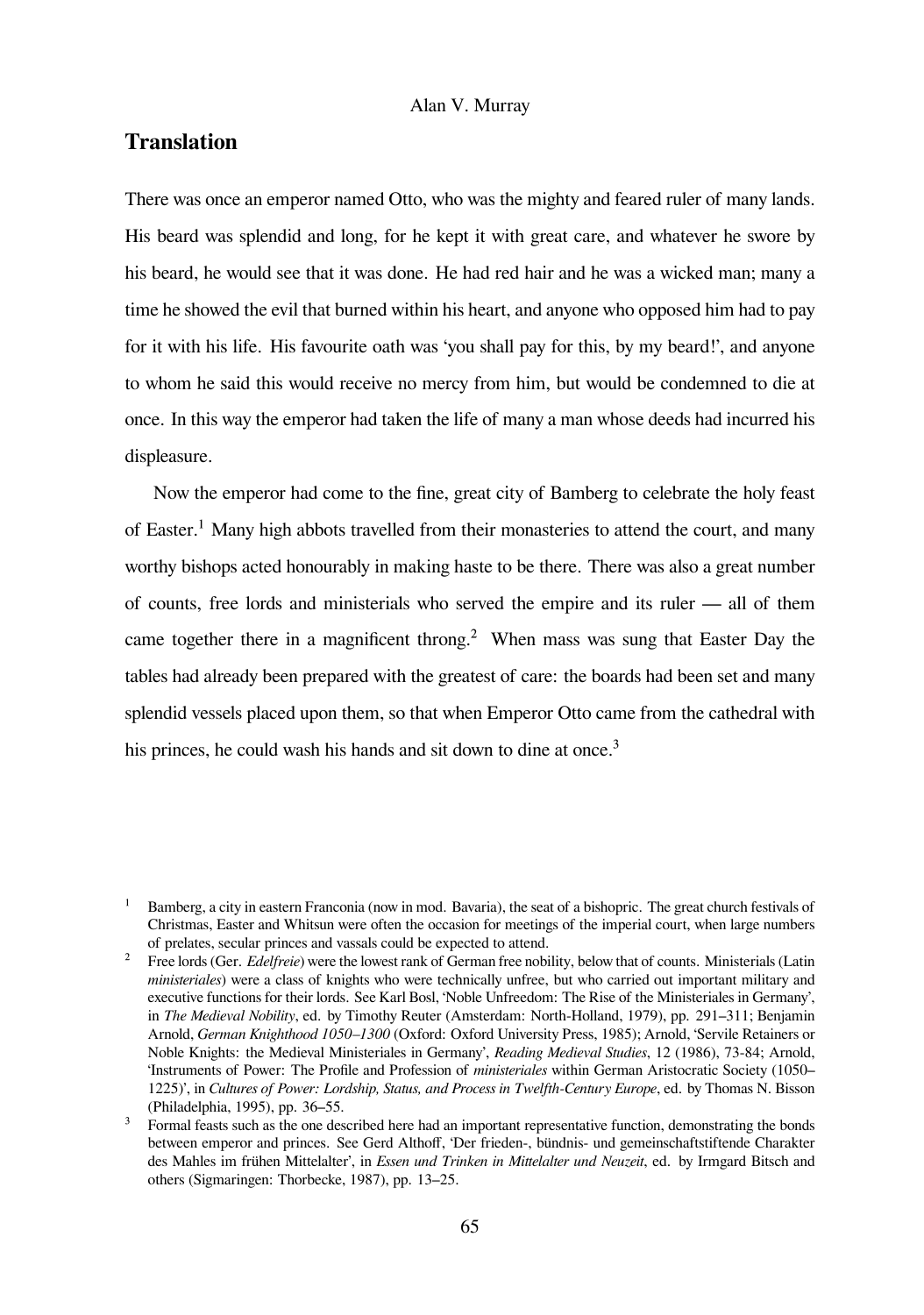## Translation

There was once an emperor named Otto, who was the mighty and feared ruler of many lands. His beard was splendid and long, for he kept it with great care, and whatever he swore by his beard, he would see that it was done. He had red hair and he was a wicked man; many a time he showed the evil that burned within his heart, and anyone who opposed him had to pay for it with his life. His favourite oath was 'you shall pay for this, by my beard!', and anyone to whom he said this would receive no mercy from him, but would be condemned to die at once. In this way the emperor had taken the life of many a man whose deeds had incurred his displeasure.

Now the emperor had come to the fine, great city of Bamberg to celebrate the holy feast of Easter.[1] Many high abbots travelled from their monasteries to attend the court, and many worthy bishops acted honourably in making haste to be there. There was also a great number of counts, free lords and ministerials who served the empire and its ruler — all of them came together there in a magnificent throng.[2] When mass was sung that Easter Day the tables had already been prepared with the greatest of care: the boards had been set and many splendid vessels placed upon them, so that when Emperor Otto came from the cathedral with his princes, he could wash his hands and sit down to dine at once.[3]

---

[1] Bamberg, a city in eastern Franconia (now in mod. Bavaria), the seat of a bishopric. The great church festivals of Christmas, Easter and Whitsun were often the occasion for meetings of the imperial court, when large numbers of prelates, secular princes and vassals could be expected to attend.

[2] Free lords (Ger. *Edelfreie*) were the lowest rank of German free nobility, below that of counts. Ministerials (Latin *ministeriales*) were a class of knights who were technically unfree, but who carried out important military and executive functions for their lords. See Karl Bosl, 'Noble Unfreedom: The Rise of the Ministeriales in Germany', in *The Medieval Nobility*, ed. by Timothy Reuter (Amsterdam: North-Holland, 1979), pp. 291–311; Benjamin Arnold, *German Knighthood 1050–1300* (Oxford: Oxford University Press, 1985); Arnold, 'Servile Retainers or Noble Knights: the Medieval Ministeriales in Germany', *Reading Medieval Studies*, 12 (1986), 73-84; Arnold, 'Instruments of Power: The Profile and Profession of *ministeriales* within German Aristocratic Society (1050–1225)', in *Cultures of Power: Lordship, Status, and Process in Twelfth-Century Europe*, ed. by Thomas N. Bisson (Philadelphia, 1995), pp. 36–55.

[3] Formal feasts such as the one described here had an important representative function, demonstrating the bonds between emperor and princes. See Gerd Althoff, 'Der frieden-, bündnis- und gemeinschaftstiftende Charakter des Mahles im frühen Mittelalter', in *Essen und Trinken in Mittelalter und Neuzeit*, ed. by Irmgard Bitsch and others (Sigmaringen: Thorbecke, 1987), pp. 13–25.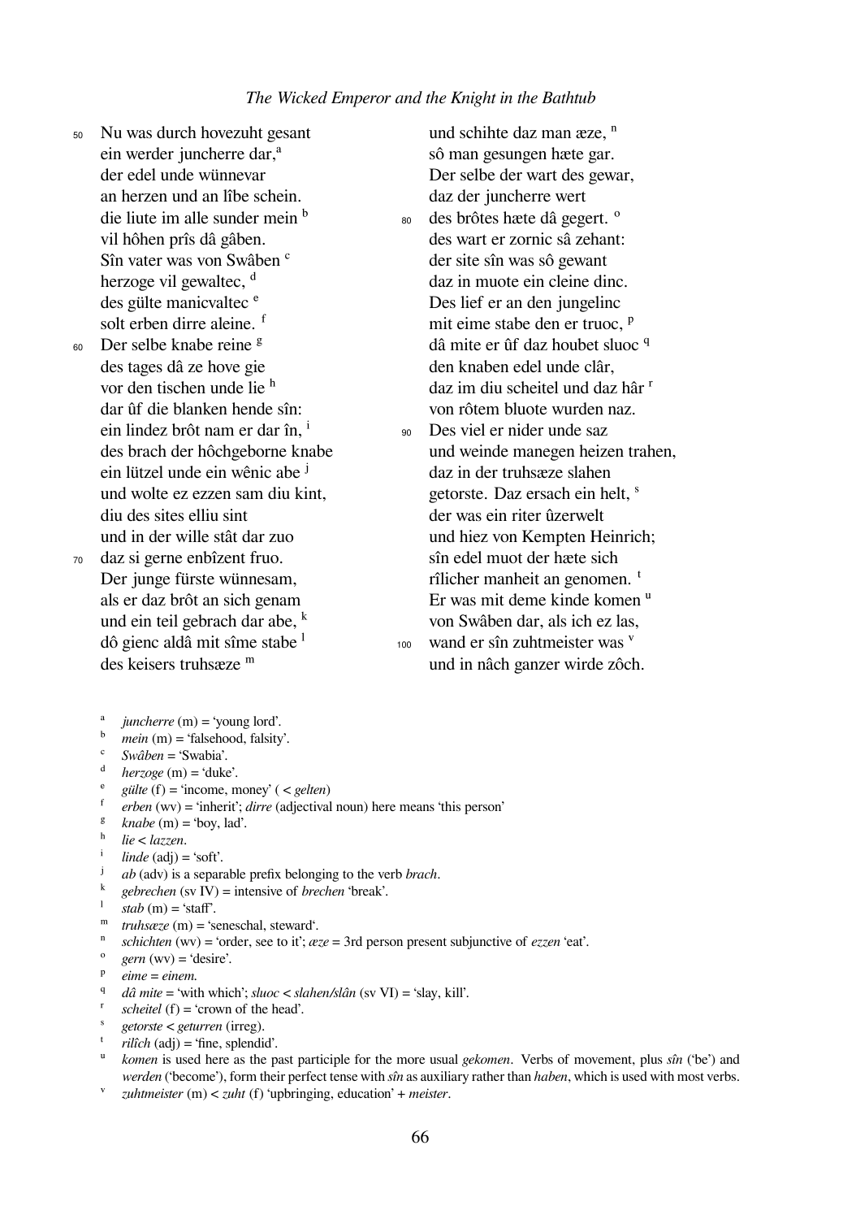50 Nu was durch hovezuht gesant
ein werder juncherre dar,[a]
der edel unde wünnevar
an herzen und an lîbe schein.
die liute im alle sunder mein [b]
vil hôhen prîs dâ gâben.
Sîn vater was von Swâben [c]
herzoge vil gewaltec, [d]
des gülte manicvaltec [e]
solt erben dirre aleine. [f]
60 Der selbe knabe reine [g]
des tages dâ ze hove gie
vor den tischen unde lie [h]
dar ûf die blanken hende sîn:
ein lindez brôt nam er dar în, [i]
des brach der hôchgeborne knabe
ein lützel unde ein wênic abe [j]
und wolte ez ezzen sam diu kint,
diu des sites elliu sint
und in der wille stât dar zuo
70 daz si gerne enbîzent fruo.
Der junge fürste wünnesam,
als er daz brôt an sich genam
und ein teil gebrach dar abe, [k]
dô gienc aldâ mit sîme stabe [l]
des keisers truhsæze [m]
und schihte daz man æze, [n]
sô man gesungen hæte gar.
Der selbe der wart des gewar,
daz der juncherre wert
80 des brôtes hæte dâ gegert. [o]
des wart er zornic sâ zehant:
der site sîn was sô gewant
daz in muote ein cleine dinc.
Des lief er an den jungelinc
mit eime stabe den er truoc, [p]
dâ mite er ûf daz houbet sluoc [q]
den knaben edel unde clâr,
daz im diu scheitel und daz hâr [r]
von rôtem bluote wurden naz.
90 Des viel er nider unde saz
und weinde manegen heizen trahen,
daz in der truhsæze slahen
getorste. Daz ersach ein helt, [s]
der was ein riter ûzerwelt
und hiez von Kempten Heinrich;
sîn edel muot der hæte sich
rîlicher manheit an genomen. [t]
Er was mit deme kinde komen [u]
von Swâben dar, als ich ez las,
100 wand er sîn zuhtmeister was [v]
und in nâch ganzer wirde zôch.

[a] *juncherre* (m) = 'young lord'.
[b] *mein* (m) = 'falsehood, falsity'.
[c] *Swâben* = 'Swabia'.
[d] *herzoge* (m) = 'duke'.
[e] *gülte* (f) = 'income, money' ( < *gelten*)
[f] *erben* (wv) = 'inherit'; *dirre* (adjectival noun) here means 'this person'
[g] *knabe* (m) = 'boy, lad'.
[h] *lie* < *lazzen*.
[i] *linde* (adj) = 'soft'.
[j] *ab* (adv) is a separable prefix belonging to the verb *brach*.
[k] *gebrechen* (sv IV) = intensive of *brechen* 'break'.
[l] *stab* (m) = 'staff'.
[m] *truhsæze* (m) = 'seneschal, steward'.
[n] *schichten* (wv) = 'order, see to it'; *æze* = 3rd person present subjunctive of *ezzen* 'eat'.
[o] *gern* (wv) = 'desire'.
[p] *eime* = *einem*.
[q] *dâ mite* = 'with which'; *sluoc* < *slahen/slân* (sv VI) = 'slay, kill'.
[r] *scheitel* (f) = 'crown of the head'.
[s] *getorste* < *geturren* (irreg).
[t] *rilîch* (adj) = 'fine, splendid'.
[u] *komen* is used here as the past participle for the more usual *gekomen*. Verbs of movement, plus *sîn* ('be') and *werden* ('become'), form their perfect tense with *sîn* as auxiliary rather than *haben*, which is used with most verbs.
[v] *zuhtmeister* (m) < *zuht* (f) 'upbringing, education' + *meister*.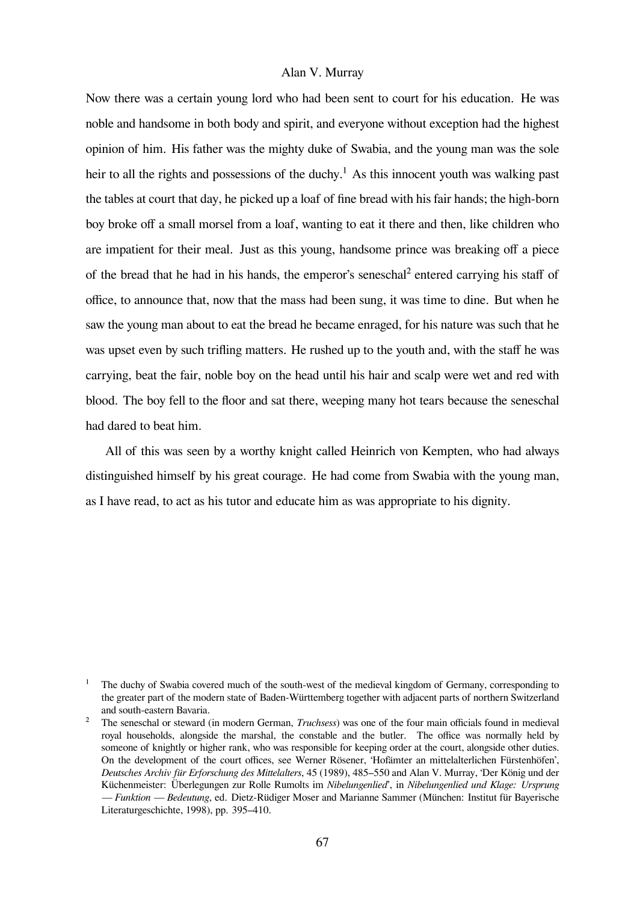Now there was a certain young lord who had been sent to court for his education. He was noble and handsome in both body and spirit, and everyone without exception had the highest opinion of him. His father was the mighty duke of Swabia, and the young man was the sole heir to all the rights and possessions of the duchy.[1] As this innocent youth was walking past the tables at court that day, he picked up a loaf of fine bread with his fair hands; the high-born boy broke off a small morsel from a loaf, wanting to eat it there and then, like children who are impatient for their meal. Just as this young, handsome prince was breaking off a piece of the bread that he had in his hands, the emperor's seneschal[2] entered carrying his staff of office, to announce that, now that the mass had been sung, it was time to dine. But when he saw the young man about to eat the bread he became enraged, for his nature was such that he was upset even by such trifling matters. He rushed up to the youth and, with the staff he was carrying, beat the fair, noble boy on the head until his hair and scalp were wet and red with blood. The boy fell to the floor and sat there, weeping many hot tears because the seneschal had dared to beat him.

All of this was seen by a worthy knight called Heinrich von Kempten, who had always distinguished himself by his great courage. He had come from Swabia with the young man, as I have read, to act as his tutor and educate him as was appropriate to his dignity.

---

[1] The duchy of Swabia covered much of the south-west of the medieval kingdom of Germany, corresponding to the greater part of the modern state of Baden-Württemberg together with adjacent parts of northern Switzerland and south-eastern Bavaria.

[2] The seneschal or steward (in modern German, *Truchsess*) was one of the four main officials found in medieval royal households, alongside the marshal, the constable and the butler. The office was normally held by someone of knightly or higher rank, who was responsible for keeping order at the court, alongside other duties. On the development of the court offices, see Werner Rösener, 'Hofämter an mittelalterlichen Fürstenhöfen', *Deutsches Archiv für Erforschung des Mittelalters*, 45 (1989), 485–550 and Alan V. Murray, 'Der König und der Küchenmeister: Überlegungen zur Rolle Rumolts im *Nibelungenlied*', in *Nibelungenlied und Klage: Ursprung — Funktion — Bedeutung*, ed. Dietz-Rüdiger Moser and Marianne Sammer (München: Institut für Bayerische Literaturgeschichte, 1998), pp. 395–410.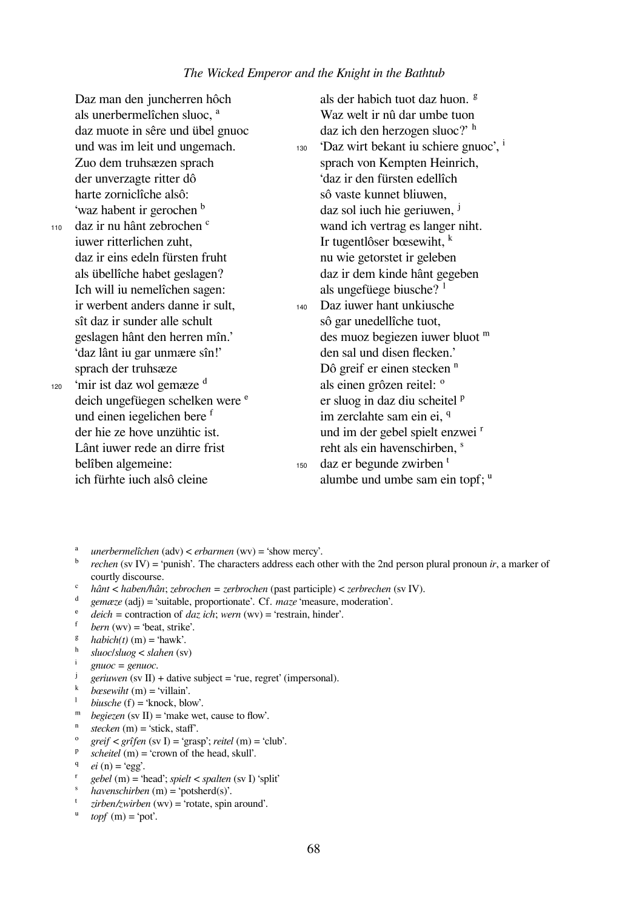Daz man den juncherren hôch
als unerbermelîchen sluoc, [a]
daz muote in sêre und übel gnuoc
und was im leit und ungemach.
Zuo dem truhsæzen sprach
der unverzagte ritter dô
harte zornic­lîche alsô:
'waz habent ir gerochen [b]
110 daz ir nu hânt zebrochen [c]
iuwer ritterlichen zuht,
daz ir eins edeln fürsten fruht
als übellîche habet geslagen?
Ich will iu nemelîchen sagen:
ir werbent anders danne ir sult,
sît daz ir sunder alle schult
geslagen hânt den herren mîn.'
'daz lânt iu gar unmære sîn!'
sprach der truhsæze
120 'mir ist daz wol gemæze [d]
deich ungefüegen schelken were [e]
und einen iegelichen bere [f]
der hie ze hove unzühtic ist.
Lânt iuwer rede an dirre frist
belîben algemeine:
ich fürhte iuch alsô cleine
als der habich tuot daz huon. [g]
Waz welt ir nû dar umbe tuon
daz ich den herzogen sluoc?' [h]
130 'Daz wirt bekant iu schiere gnuoc', [i]
sprach von Kempten Heinrich,
'daz ir den fürsten edellîch
sô vaste kunnet bliuwen,
daz sol iuch hie geriuwen, [j]
wand ich vertrag es langer niht.
Ir tugentlôser bœsewiht, [k]
nu wie getorstet ir geleben
daz ir dem kinde hânt gegeben
als ungefüege biusche? [l]
140 Daz iuwer hant unkiusche
sô gar unedellîche tuot,
des muoz begiezen iuwer bluot [m]
den sal und disen flecken.'
Dô greif er einen stecken [n]
als einen grôzen reitel: [o]
er sluog in daz diu scheitel [p]
im zerclahte sam ein ei, [q]
und im der gebel spielt enzwei [r]
reht als ein havenschirben, [s]
150 daz er begunde zwirben [t]
alumbe und umbe sam ein topf; [u]

[a] *unerbermelîchen* (adv) < *erbarmen* (wv) = 'show mercy'.
[b] *rechen* (sv IV) = 'punish'. The characters address each other with the 2nd person plural pronoun *ir*, a marker of courtly discourse.
[c] *hânt* < *haben/hân*; *zebrochen* = *zerbrochen* (past participle) < *zerbrechen* (sv IV).
[d] *gemæze* (adj) = 'suitable, proportionate'. Cf. *maze* 'measure, moderation'.
[e] *deich* = contraction of *daz ich*; *wern* (wv) = 'restrain, hinder'.
[f] *bern* (wv) = 'beat, strike'.
[g] *habich(t)* (m) = 'hawk'.
[h] *sluoc/sluog* < *slahen* (sv)
[i] *gnuoc* = *genuoc*.
[j] *geriuwen* (sv II) + dative subject = 'rue, regret' (impersonal).
[k] *bœsewiht* (m) = 'villain'.
[l] *biusche* (f) = 'knock, blow'.
[m] *begiezen* (sv II) = 'make wet, cause to flow'.
[n] *stecken* (m) = 'stick, staff'.
[o] *greif* < *grîfen* (sv I) = 'grasp'; *reitel* (m) = 'club'.
[p] *scheitel* (m) = 'crown of the head, skull'.
[q] *ei* (n) = 'egg'.
[r] *gebel* (m) = 'head'; *spielt* < *spalten* (sv I) 'split'
[s] *havenschirben* (m) = 'potsherd(s)'.
[t] *zirben/zwirben* (wv) = 'rotate, spin around'.
[u] *topf* (m) = 'pot'.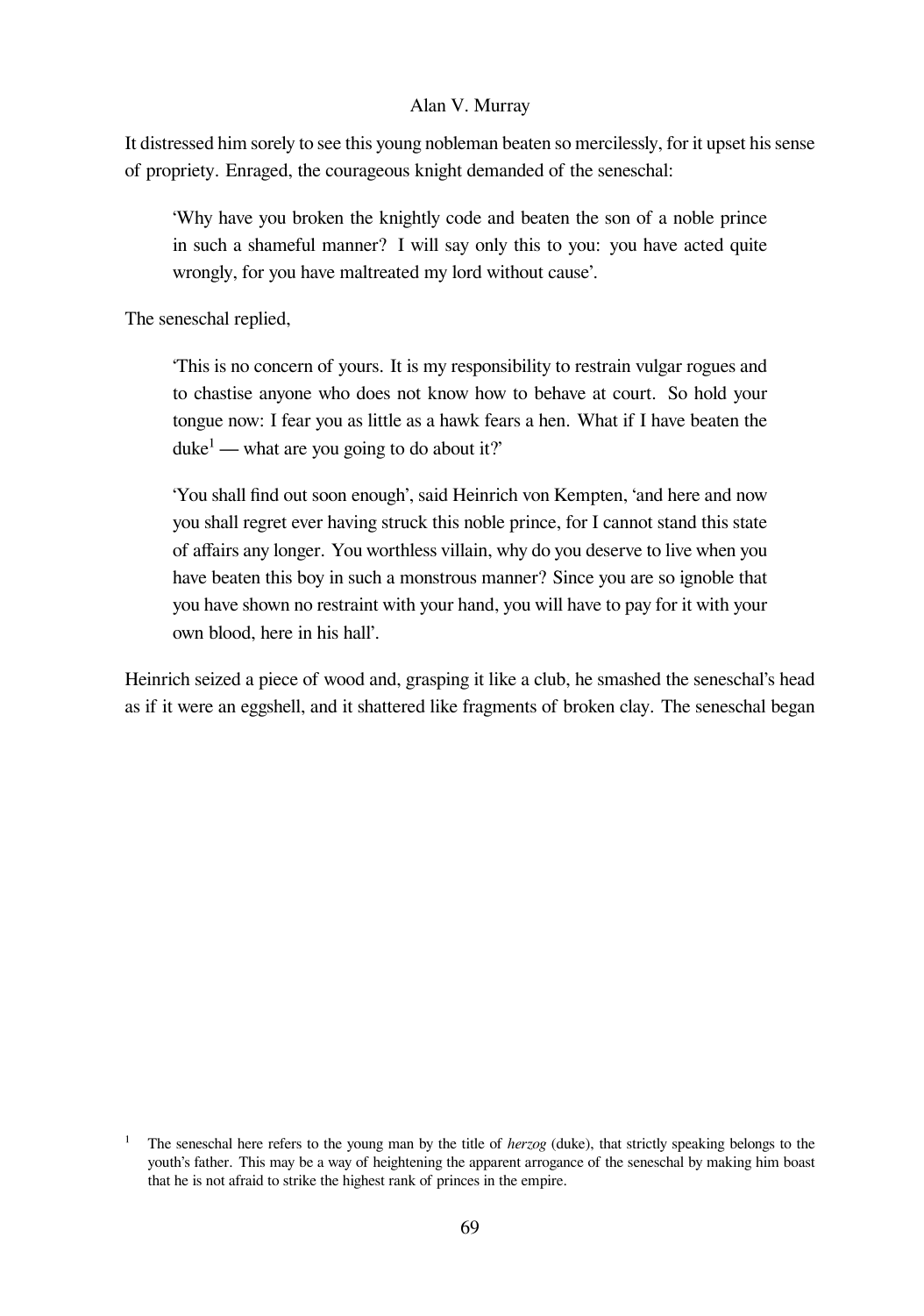It distressed him sorely to see this young nobleman beaten so mercilessly, for it upset his sense of propriety. Enraged, the courageous knight demanded of the seneschal:

> 'Why have you broken the knightly code and beaten the son of a noble prince in such a shameful manner? I will say only this to you: you have acted quite wrongly, for you have maltreated my lord without cause'.

The seneschal replied,

> 'This is no concern of yours. It is my responsibility to restrain vulgar rogues and to chastise anyone who does not know how to behave at court. So hold your tongue now: I fear you as little as a hawk fears a hen. What if I have beaten the duke[1] — what are you going to do about it?'
>
> 'You shall find out soon enough', said Heinrich von Kempten, 'and here and now you shall regret ever having struck this noble prince, for I cannot stand this state of affairs any longer. You worthless villain, why do you deserve to live when you have beaten this boy in such a monstrous manner? Since you are so ignoble that you have shown no restraint with your hand, you will have to pay for it with your own blood, here in his hall'.

Heinrich seized a piece of wood and, grasping it like a club, he smashed the seneschal's head as if it were an eggshell, and it shattered like fragments of broken clay. The seneschal began

[1] The seneschal here refers to the young man by the title of *herzog* (duke), that strictly speaking belongs to the youth's father. This may be a way of heightening the apparent arrogance of the seneschal by making him boast that he is not afraid to strike the highest rank of princes in the empire.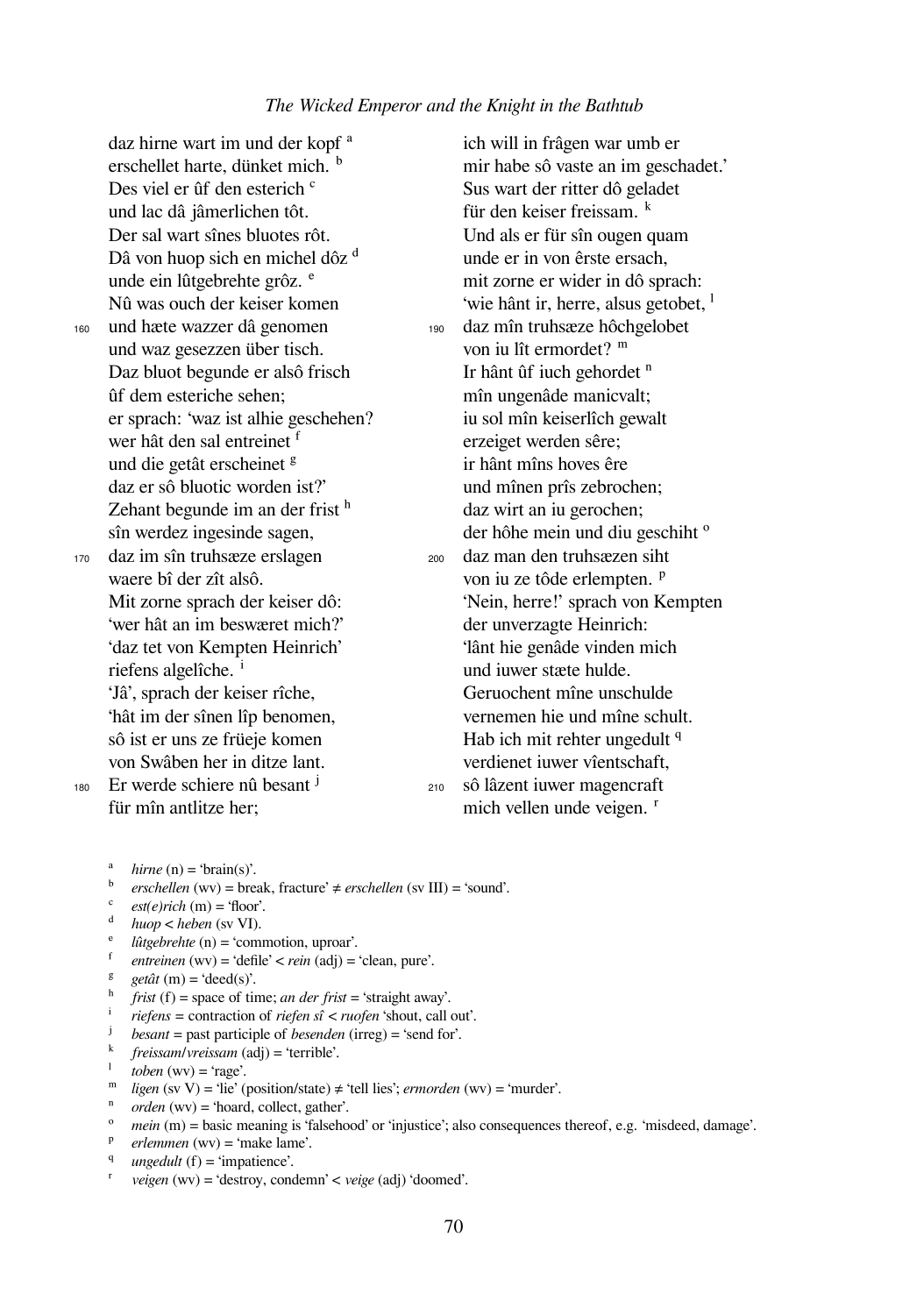daz hirne wart im und der kopf [a]
erschellet harte, dünket mich. [b]
Des viel er ûf den esterich [c]
und lac dâ jâmerlichen tôt.
Der sal wart sînes bluotes rôt.
Dâ von huop sich en michel dôz [d]
unde ein lûtgebrehte grôz. [e]
Nû was ouch der keiser komen
160 und hæte wazzer dâ genomen
und waz gesezzen über tisch.
Daz bluot begunde er alsô frisch
ûf dem esteriche sehen;
er sprach: 'waz ist alhie geschehen?
wer hât den sal entreinet [f]
und die getât erscheinet [g]
daz er sô bluotic worden ist?'
Zehant begunde im an der frist [h]
sîn werdez ingesinde sagen,
170 daz im sîn truhsæze erslagen
waere bî der zît alsô.
Mit zorne sprach der keiser dô:
'wer hât an im beswæret mich?'
'daz tet von Kempten Heinrich'
riefens algelîche. [i]
'Jâ', sprach der keiser rîche,
'hât im der sînen lîp benomen,
sô ist er uns ze früeje komen
von Swâben her in ditze lant.
180 Er werde schiere nû besant [j]
für mîn antlitze her;
ich will in frâgen war umb er
mir habe sô vaste an im geschadet.'
Sus wart der ritter dô geladet
für den keiser freissam. [k]
Und als er für sîn ougen quam
unde er in von êrste ersach,
mit zorne er wider in dô sprach:
'wie hânt ir, herre, alsus getobet, [l]
190 daz mîn truhsæze hôchgelobet
von iu lît ermordet? [m]
Ir hânt ûf iuch gehordet [n]
mîn ungenâde manicvalt;
iu sol mîn keiserlîch gewalt
erzeiget werden sêre;
ir hânt mîns hoves êre
und mînen prîs zebrochen;
daz wirt an iu gerochen;
der hôhe mein und diu geschiht [o]
200 daz man den truhsæzen siht
von iu ze tôde erlempten. [p]
'Nein, herre!' sprach von Kempten
der unverzagte Heinrich:
'lânt hie genâde vinden mich
und iuwer stæte hulde.
Geruochent mîne unschulde
vernemen hie und mîne schult.
Hab ich mit rehter ungedult [q]
verdienet iuwer vîentschaft,
210 sô lâzent iuwer magencraft
mich vellen unde veigen. [r]

[a] *hirne* (n) = 'brain(s)'.
[b] *erschellen* (wv) = break, fracture' ≠ *erschellen* (sv III) = 'sound'.
[c] *est(e)rich* (m) = 'floor'.
[d] *huop* < *heben* (sv VI).
[e] *lûtgebrehte* (n) = 'commotion, uproar'.
[f] *entreinen* (wv) = 'defile' < *rein* (adj) = 'clean, pure'.
[g] *getât* (m) = 'deed(s)'.
[h] *frist* (f) = space of time; *an der frist* = 'straight away'.
[i] *riefens* = contraction of *riefen sî* < *ruofen* 'shout, call out'.
[j] *besant* = past participle of *besenden* (irreg) = 'send for'.
[k] *freissam/vreissam* (adj) = 'terrible'.
[l] *toben* (wv) = 'rage'.
[m] *ligen* (sv V) = 'lie' (position/state) ≠ 'tell lies'; *ermorden* (wv) = 'murder'.
[n] *orden* (wv) = 'hoard, collect, gather'.
[o] *mein* (m) = basic meaning is 'falsehood' or 'injustice'; also consequences thereof, e.g. 'misdeed, damage'.
[p] *erlemmen* (wv) = 'make lame'.
[q] *ungedult* (f) = 'impatience'.
[r] *veigen* (wv) = 'destroy, condemn' < *veige* (adj) 'doomed'.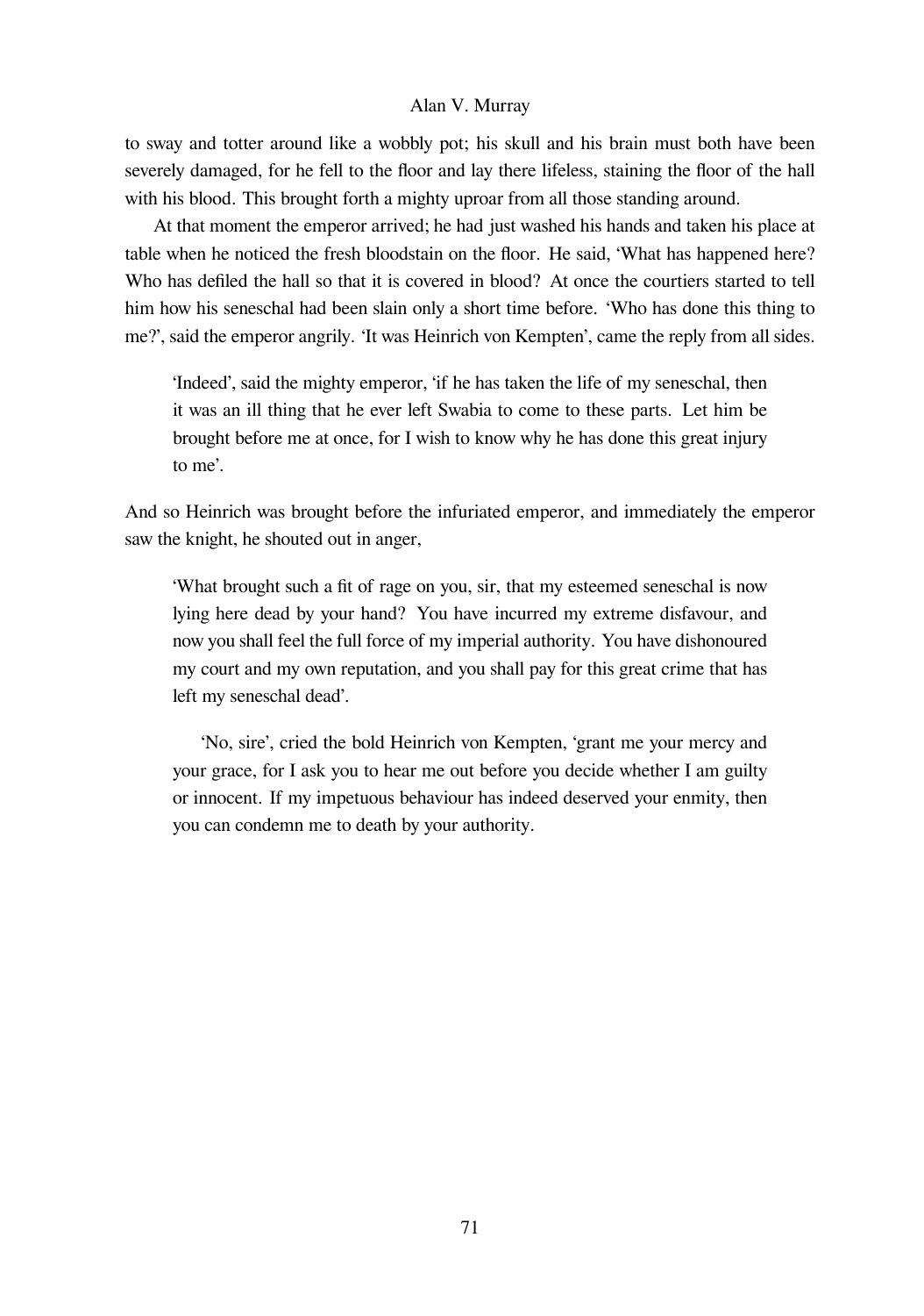to sway and totter around like a wobbly pot; his skull and his brain must both have been severely damaged, for he fell to the floor and lay there lifeless, staining the floor of the hall with his blood. This brought forth a mighty uproar from all those standing around.

At that moment the emperor arrived; he had just washed his hands and taken his place at table when he noticed the fresh bloodstain on the floor. He said, 'What has happened here? Who has defiled the hall so that it is covered in blood? At once the courtiers started to tell him how his seneschal had been slain only a short time before. 'Who has done this thing to me?', said the emperor angrily. 'It was Heinrich von Kempten', came the reply from all sides.

> 'Indeed', said the mighty emperor, 'if he has taken the life of my seneschal, then it was an ill thing that he ever left Swabia to come to these parts. Let him be brought before me at once, for I wish to know why he has done this great injury to me'.

And so Heinrich was brought before the infuriated emperor, and immediately the emperor saw the knight, he shouted out in anger,

> 'What brought such a fit of rage on you, sir, that my esteemed seneschal is now lying here dead by your hand? You have incurred my extreme disfavour, and now you shall feel the full force of my imperial authority. You have dishonoured my court and my own reputation, and you shall pay for this great crime that has left my seneschal dead'.
>
> 'No, sire', cried the bold Heinrich von Kempten, 'grant me your mercy and your grace, for I ask you to hear me out before you decide whether I am guilty or innocent. If my impetuous behaviour has indeed deserved your enmity, then you can condemn me to death by your authority.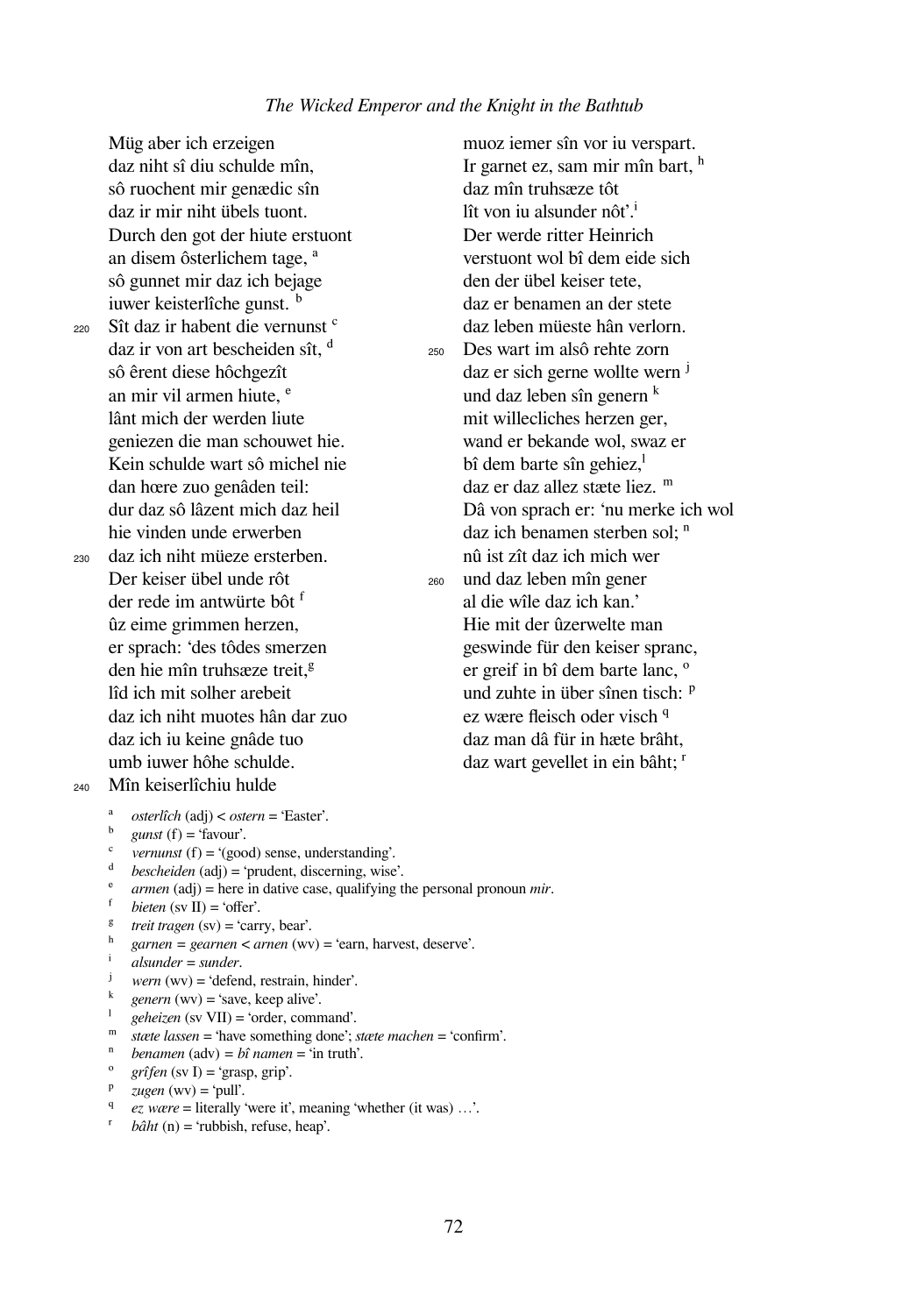Müg aber ich erzeigen
daz niht sî diu schulde mîn,
sô ruochent mir genædic sîn
daz ir mir niht übels tuont.
Durch den got der hiute erstuont
an disem ôsterlichem tage, [a]
sô gunnet mir daz ich bejage
iuwer keisterlîche gunst. [b]
220 Sît daz ir habent die vernunst [c]
daz ir von art bescheiden sît, [d]
sô êrent diese hôchgezît
an mir vil armen hiute, [e]
lânt mich der werden liute
geniezen die man schouwet hie.
Kein schulde wart sô michel nie
dan hœre zuo genâden teil:
dur daz sô lâzent mich daz heil
hie vinden unde erwerben
230 daz ich niht müeze ersterben.
Der keiser übel unde rôt
der rede im antwürte bôt [f]
ûz eime grimmen herzen,
er sprach: 'des tôdes smerzen
den hie mîn truhsæze treit,[g]
lîd ich mit solher arebeit
daz ich niht muotes hân dar zuo
daz ich iu keine gnâde tuo
umb iuwer hôhe schulde.
240 Mîn keiserlîchiu hulde
muoz iemer sîn vor iu verspart.
Ir garnet ez, sam mir mîn bart, [h]
daz mîn truhsæze tôt
lît von iu alsunder nôt'.[i]
Der werde ritter Heinrich
verstuont wol bî dem eide sich
den der übel keiser tete,
daz er benamen an der stete
daz leben müeste hân verlorn.
250 Des wart im alsô rehte zorn
daz er sich gerne wollte wern [j]
und daz leben sîn genern [k]
mit willecliches herzen ger,
wand er bekande wol, swaz er
bî dem barte sîn gehiez,[l]
daz er daz allez stæte liez. [m]
Dâ von sprach er: 'nu merke ich wol
daz ich benamen sterben sol; [n]
nû ist zît daz ich mich wer
260 und daz leben mîn gener
al die wîle daz ich kan.'
Hie mit der ûzerwelte man
geswinde für den keiser spranc,
er greif in bî dem barte lanc, [o]
und zuhte in über sînen tisch: [p]
ez wære fleisch oder visch [q]
daz man dâ für in hæte brâht,
daz wart gevellet in ein bâht; [r]

---

[a] *osterlîch* (adj) < *ostern* = 'Easter'.
[b] *gunst* (f) = 'favour'.
[c] *vernunst* (f) = '(good) sense, understanding'.
[d] *bescheiden* (adj) = 'prudent, discerning, wise'.
[e] *armen* (adj) = here in dative case, qualifying the personal pronoun *mir*.
[f] *bieten* (sv II) = 'offer'.
[g] *treit tragen* (sv) = 'carry, bear'.
[h] *garnen* = *gearnen* < *arnen* (wv) = 'earn, harvest, deserve'.
[i] *alsunder* = *sunder*.
[j] *wern* (wv) = 'defend, restrain, hinder'.
[k] *genern* (wv) = 'save, keep alive'.
[l] *geheizen* (sv VII) = 'order, command'.
[m] *stæte lassen* = 'have something done'; *stæte machen* = 'confirm'.
[n] *benamen* (adv) = *bî namen* = 'in truth'.
[o] *grîfen* (sv I) = 'grasp, grip'.
[p] *zugen* (wv) = 'pull'.
[q] *ez wære* = literally 'were it', meaning 'whether (it was) …'.
[r] *bâht* (n) = 'rubbish, refuse, heap'.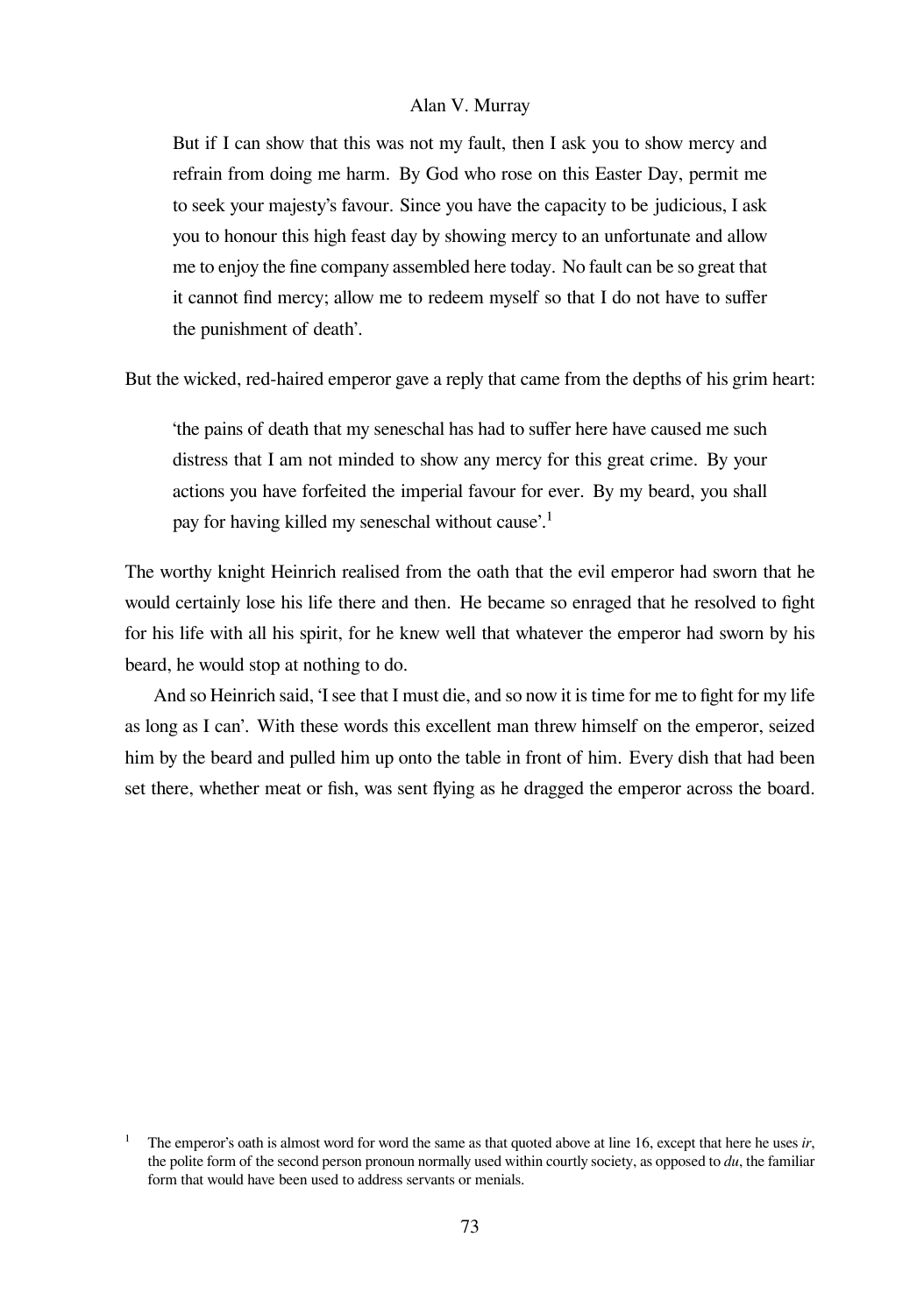> But if I can show that this was not my fault, then I ask you to show mercy and refrain from doing me harm. By God who rose on this Easter Day, permit me to seek your majesty's favour. Since you have the capacity to be judicious, I ask you to honour this high feast day by showing mercy to an unfortunate and allow me to enjoy the fine company assembled here today. No fault can be so great that it cannot find mercy; allow me to redeem myself so that I do not have to suffer the punishment of death'.

But the wicked, red-haired emperor gave a reply that came from the depths of his grim heart:

> 'the pains of death that my seneschal has had to suffer here have caused me such distress that I am not minded to show any mercy for this great crime. By your actions you have forfeited the imperial favour for ever. By my beard, you shall pay for having killed my seneschal without cause'.[1]

The worthy knight Heinrich realised from the oath that the evil emperor had sworn that he would certainly lose his life there and then. He became so enraged that he resolved to fight for his life with all his spirit, for he knew well that whatever the emperor had sworn by his beard, he would stop at nothing to do.

And so Heinrich said, 'I see that I must die, and so now it is time for me to fight for my life as long as I can'. With these words this excellent man threw himself on the emperor, seized him by the beard and pulled him up onto the table in front of him. Every dish that had been set there, whether meat or fish, was sent flying as he dragged the emperor across the board.

[1] The emperor's oath is almost word for word the same as that quoted above at line 16, except that here he uses *ir*, the polite form of the second person pronoun normally used within courtly society, as opposed to *du*, the familiar form that would have been used to address servants or menials.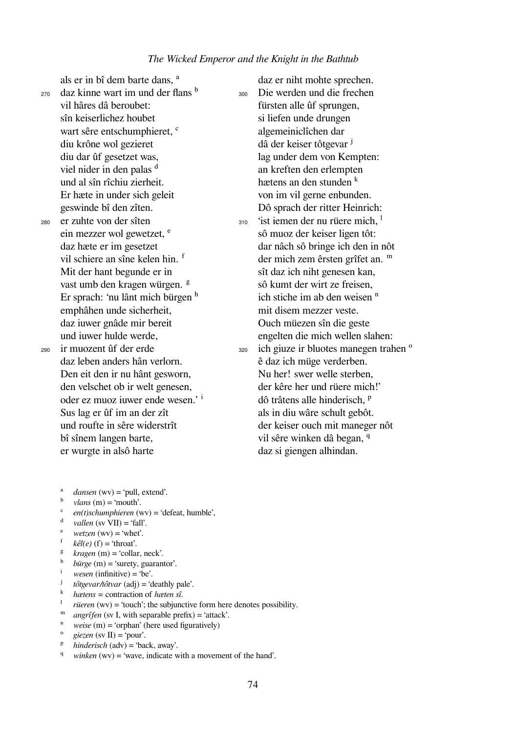als er in bî dem barte dans, [a]
270 daz kinne wart im und der flans [b]
vil hâres dâ beroubet:
sîn keiserlichez houbet
wart sêre entschumphieret, [c]
diu krône wol gezieret
diu dar ûf gesetzet was,
viel nider in den palas [d]
und al sîn rîchiu zierheit.
Er hæte in under sich geleit
geswinde bî den zîten.
280 er zuhte von der sîten
ein mezzer wol gewetzet, [e]
daz hæte er im gesetzet
vil schiere an sîne kelen hin. [f]
Mit der hant begunde er in
vast umb den kragen würgen. [g]
Er sprach: 'nu lânt mich bürgen [h]
emphâhen unde sicherheit,
daz iuwer gnâde mir bereit
und iuwer hulde werde,
290 ir muozent ûf der erde
daz leben anders hân verlorn.
Den eit den ir nu hânt gesworn,
den velschet ob ir welt genesen,
oder ez muoz iuwer ende wesen.' [i]
Sus lag er ûf im an der zît
und roufte in sêre widerstrît
bî sînem langen barte,
er wurgte in alsô harte
daz er niht mohte sprechen.
300 Die werden und die frechen
fürsten alle ûf sprungen,
si liefen unde drungen
algemeiniclîchen dar
dâ der keiser tôtgevar [j]
lag under dem von Kempten:
an kreften den erlempten
hætens an den stunden [k]
von im vil gerne enbunden.
Dô sprach der ritter Heinrich:
310 'ist iemen der nu rüere mich, [l]
sô muoz der keiser ligen tôt:
dar nâch sô bringe ich den in nôt
der mich zem êrsten grîfet an. [m]
sît daz ich niht genesen kan,
sô kumt der wirt ze freisen,
ich stiche im ab den weisen [n]
mit disem mezzer veste.
Ouch müezen sîn die geste
engelten die mich wellen slahen:
320 ich giuze ir bluotes manegen trahen [o]
ê daz ich müge verderben.
Nu her! swer welle sterben,
der kêre her und rüere mich!'
dô trâtens alle hinderisch, [p]
als in diu wâre schult gebôt.
der keiser ouch mit maneger nôt
vil sêre winken dâ began, [q]
daz si giengen alhindan.

[a] *dansen* (wv) = 'pull, extend'.
[b] *vlans* (m) = 'mouth'.
[c] *en(t)schumphieren* (wv) = 'defeat, humble',
[d] *vallen* (sv VII) = 'fall'.
[e] *wetzen* (wv) = 'whet'.
[f] *kêl(e)* (f) = 'throat'.
[g] *kragen* (m) = 'collar, neck'.
[h] *bürge* (m) = 'surety, guarantor'.
[i] *wesen* (infinitive) = 'be'.
[j] *tôtgevar/tôtvar* (adj) = 'deathly pale'.
[k] *hætens* = contraction of *hæten sî*.
[l] *rüeren* (wv) = 'touch'; the subjunctive form here denotes possibility.
[m] *angrîfen* (sv I, with separable prefix) = 'attack'.
[n] *weise* (m) = 'orphan' (here used figuratively)
[o] *giezen* (sv II) = 'pour'.
[p] *hinderisch* (adv) = 'back, away'.
[q] *winken* (wv) = 'wave, indicate with a movement of the hand'.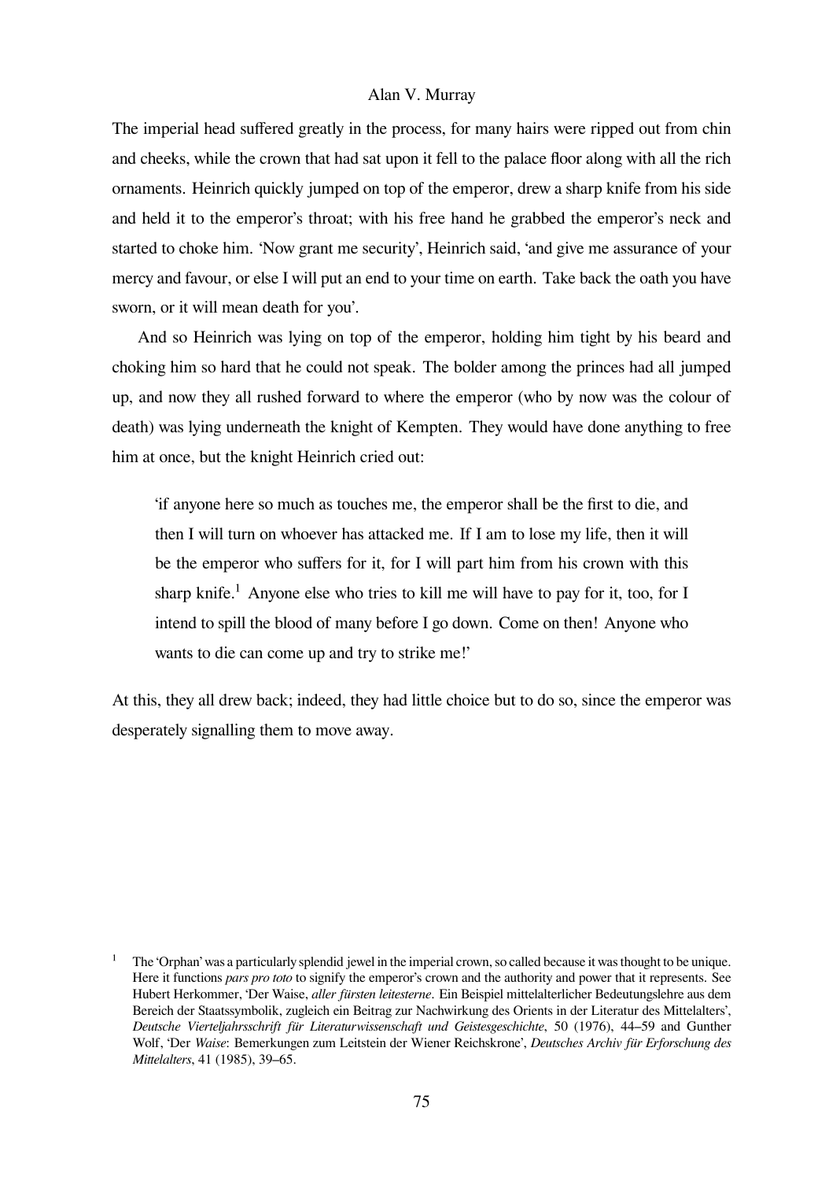The imperial head suffered greatly in the process, for many hairs were ripped out from chin and cheeks, while the crown that had sat upon it fell to the palace floor along with all the rich ornaments. Heinrich quickly jumped on top of the emperor, drew a sharp knife from his side and held it to the emperor's throat; with his free hand he grabbed the emperor's neck and started to choke him. 'Now grant me security', Heinrich said, 'and give me assurance of your mercy and favour, or else I will put an end to your time on earth. Take back the oath you have sworn, or it will mean death for you'.

And so Heinrich was lying on top of the emperor, holding him tight by his beard and choking him so hard that he could not speak. The bolder among the princes had all jumped up, and now they all rushed forward to where the emperor (who by now was the colour of death) was lying underneath the knight of Kempten. They would have done anything to free him at once, but the knight Heinrich cried out:

> 'if anyone here so much as touches me, the emperor shall be the first to die, and then I will turn on whoever has attacked me. If I am to lose my life, then it will be the emperor who suffers for it, for I will part him from his crown with this sharp knife.[1] Anyone else who tries to kill me will have to pay for it, too, for I intend to spill the blood of many before I go down. Come on then! Anyone who wants to die can come up and try to strike me!'

At this, they all drew back; indeed, they had little choice but to do so, since the emperor was desperately signalling them to move away.

[1] The 'Orphan' was a particularly splendid jewel in the imperial crown, so called because it was thought to be unique. Here it functions *pars pro toto* to signify the emperor's crown and the authority and power that it represents. See Hubert Herkommer, 'Der Waise, *aller fürsten leitesterne*. Ein Beispiel mittelalterlicher Bedeutungslehre aus dem Bereich der Staatssymbolik, zugleich ein Beitrag zur Nachwirkung des Orients in der Literatur des Mittelalters', *Deutsche Vierteljahrsschrift für Literaturwissenschaft und Geistesgeschichte*, 50 (1976), 44–59 and Gunther Wolf, 'Der *Waise*: Bemerkungen zum Leitstein der Wiener Reichskrone', *Deutsches Archiv für Erforschung des Mittelalters*, 41 (1985), 39–65.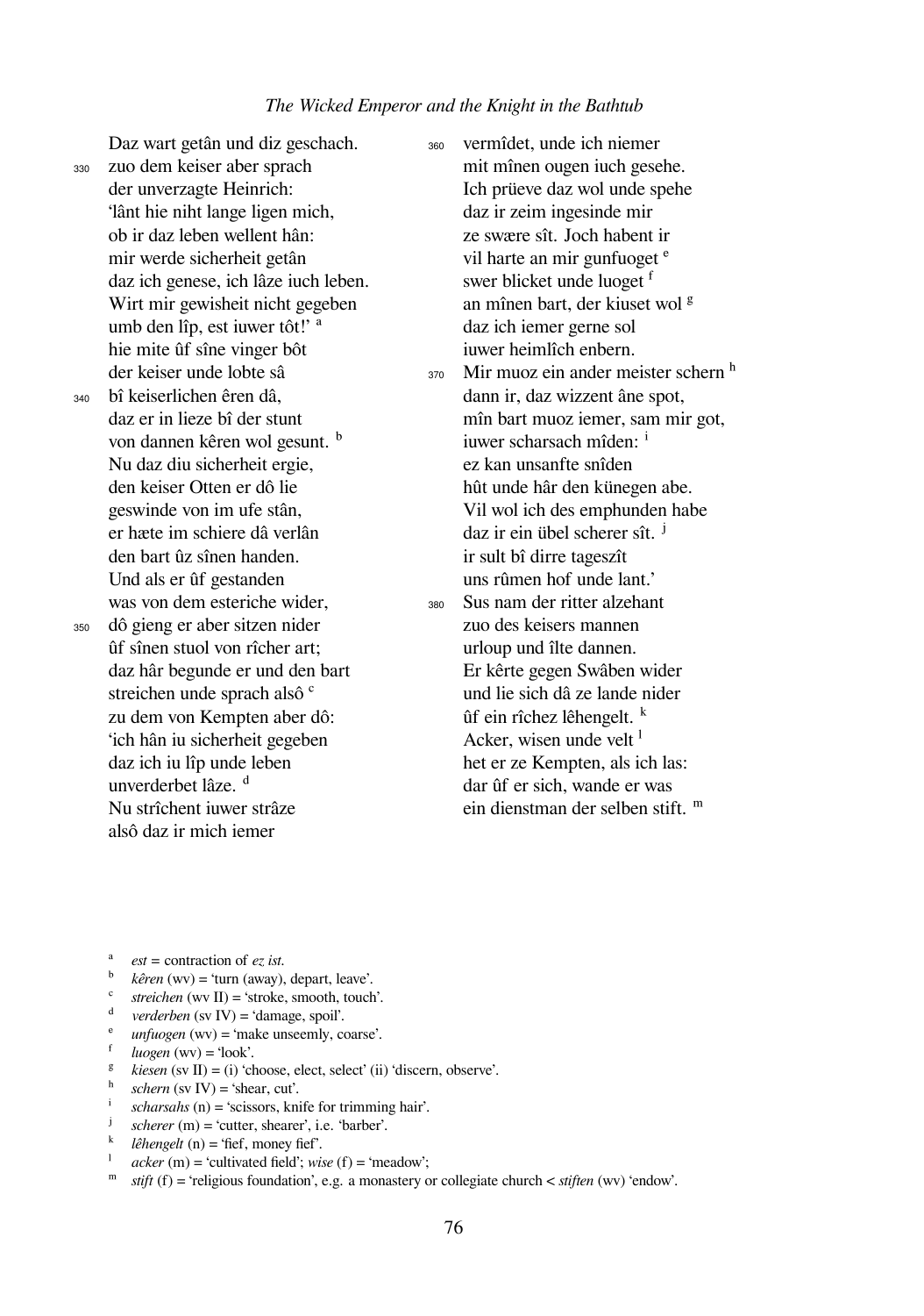Daz wart getân und diz geschach.
330 zuo dem keiser aber sprach
der unverzagte Heinrich:
'lânt hie niht lange ligen mich,
ob ir daz leben wellent hân:
mir werde sicherheit getân
daz ich genese, ich lâze iuch leben.
Wirt mir gewisheit nicht gegeben
umb den lîp, est iuwer tôt!' [a]
hie mite ûf sîne vinger bôt
der keiser unde lobte sâ
340 bî keiserlichen êren dâ,
daz er in lieze bî der stunt
von dannen kêren wol gesunt. [b]
Nu daz diu sicherheit ergie,
den keiser Otten er dô lie
geswinde von im ufe stân,
er hæte im schiere dâ verlân
den bart ûz sînen handen.
Und als er ûf gestanden
was von dem esteriche wider,
350 dô gieng er aber sitzen nider
ûf sînen stuol von rîcher art;
daz hâr begunde er und den bart
streichen unde sprach alsô [c]
zu dem von Kempten aber dô:
'ich hân iu sicherheit gegeben
daz ich iu lîp unde leben
unverderbet lâze. [d]
Nu strîchent iuwer strâze
alsô daz ir mich iemer
360 vermîdet, unde ich niemer
mit mînen ougen iuch gesehe.
Ich prüeve daz wol unde spehe
daz ir zeim ingesinde mir
ze swære sît. Joch habent ir
vil harte an mir gunfuoget [e]
swer blicket unde luoget [f]
an mînen bart, der kiuset wol [g]
daz ich iemer gerne sol
iuwer heimlîch enbern.
370 Mir muoz ein ander meister schern [h]
dann ir, daz wizzent âne spot,
mîn bart muoz iemer, sam mir got,
iuwer scharsach mîden: [i]
ez kan unsanfte snîden
hût unde hâr den künegen abe.
Vil wol ich des emphunden habe
daz ir ein übel scherer sît. [j]
ir sult bî dirre tageszît
uns rûmen hof unde lant.'
380 Sus nam der ritter alzehant
zuo des keisers mannen
urloup und îlte dannen.
Er kêrte gegen Swâben wider
und lie sich dâ ze lande nider
ûf ein rîchez lêhengelt. [k]
Acker, wisen unde velt [l]
het er ze Kempten, als ich las:
dar ûf er sich, wande er was
ein dienstman der selben stift. [m]

---

[a] *est* = contraction of *ez ist*.
[b] *kêren* (wv) = 'turn (away), depart, leave'.
[c] *streichen* (wv II) = 'stroke, smooth, touch'.
[d] *verderben* (sv IV) = 'damage, spoil'.
[e] *unfuogen* (wv) = 'make unseemly, coarse'.
[f] *luogen* (wv) = 'look'.
[g] *kiesen* (sv II) = (i) 'choose, elect, select' (ii) 'discern, observe'.
[h] *schern* (sv IV) = 'shear, cut'.
[i] *scharsahs* (n) = 'scissors, knife for trimming hair'.
[j] *scherer* (m) = 'cutter, shearer', i.e. 'barber'.
[k] *lêhengelt* (n) = 'fief, money fief'.
[l] *acker* (m) = 'cultivated field'; *wise* (f) = 'meadow';
[m] *stift* (f) = 'religious foundation', e.g. a monastery or collegiate church < *stiften* (wv) 'endow'.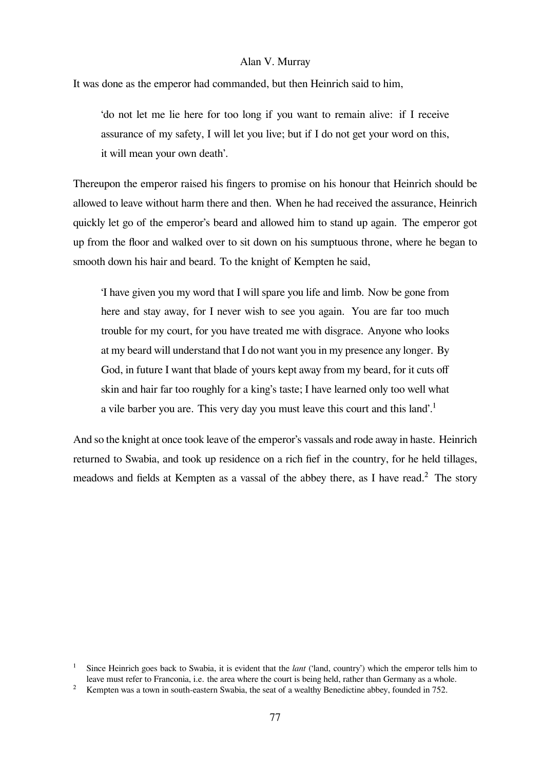It was done as the emperor had commanded, but then Heinrich said to him,

> 'do not let me lie here for too long if you want to remain alive: if I receive assurance of my safety, I will let you live; but if I do not get your word on this, it will mean your own death'.

Thereupon the emperor raised his fingers to promise on his honour that Heinrich should be allowed to leave without harm there and then. When he had received the assurance, Heinrich quickly let go of the emperor's beard and allowed him to stand up again. The emperor got up from the floor and walked over to sit down on his sumptuous throne, where he began to smooth down his hair and beard. To the knight of Kempten he said,

> 'I have given you my word that I will spare you life and limb. Now be gone from here and stay away, for I never wish to see you again. You are far too much trouble for my court, for you have treated me with disgrace. Anyone who looks at my beard will understand that I do not want you in my presence any longer. By God, in future I want that blade of yours kept away from my beard, for it cuts off skin and hair far too roughly for a king's taste; I have learned only too well what a vile barber you are. This very day you must leave this court and this land'.[1]

And so the knight at once took leave of the emperor's vassals and rode away in haste. Heinrich returned to Swabia, and took up residence on a rich fief in the country, for he held tillages, meadows and fields at Kempten as a vassal of the abbey there, as I have read.[2] The story

---

[1] Since Heinrich goes back to Swabia, it is evident that the *lant* ('land, country') which the emperor tells him to leave must refer to Franconia, i.e. the area where the court is being held, rather than Germany as a whole.

[2] Kempten was a town in south-eastern Swabia, the seat of a wealthy Benedictine abbey, founded in 752.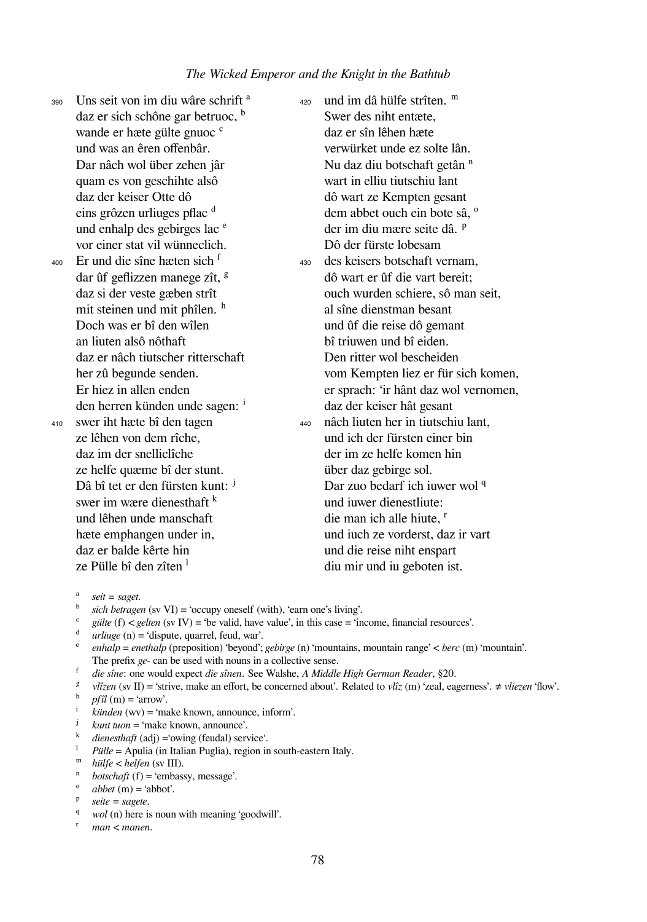390 Uns seit von im diu wâre schrift [a]
daz er sich schône gar betruoc, [b]
wande er hæte gülte gnuoc [c]
und was an êren offenbâr.
Dar nâch wol über zehen jâr
quam es von geschihte alsô
daz der keiser Otte dô
eins grôzen urliuges pflac [d]
und enhalp des gebirges lac [e]
vor einer stat vil wünneclich.
400 Er und die sîne hæten sich [f]
dar ûf geflizzen manege zît, [g]
daz si der veste gæben strît
mit steinen und mit phîlen. [h]
Doch was er bî den wîlen
an liuten alsô nôthaft
daz er nâch tiutscher ritterschaft
her zû begunde senden.
Er hiez in allen enden
den herren künden unde sagen: [i]
410 swer iht hæte bî den tagen
ze lêhen von dem rîche,
daz im der snellclîche
ze helfe quæme bî der stunt.
Dâ bî tet er den fürsten kunt: [j]
swer im wære dienesthaft [k]
und lêhen unde manschaft
hæte emphangen under in,
daz er balde kêrte hin
ze Pülle bî den zîten [l]
420 und im dâ hülfe strîten. [m]
Swer des niht entæte,
daz er sîn lêhen hæte
verwürket unde ez solte lân.
Nu daz diu botschaft getân [n]
wart in elliu tiutschiu lant
dô wart ze Kempten gesant
dem abbet ouch ein bote sâ, [o]
der im diu mære seite dâ. [p]
Dô der fürste lobesam
430 des keisers botschaft vernam,
dô wart er ûf die vart bereit;
ouch wurden schiere, sô man seit,
al sîne dienstman besant
und ûf die reise dô gemant
bî triuwen und bî eiden.
Den ritter wol bescheiden
vom Kempten liez er für sich komen,
er sprach: 'ir hânt daz wol vernomen,
daz der keiser hât gesant
440 nâch liuten her in tiutschiu lant,
und ich der fürsten einer bin
der im ze helfe komen hin
über daz gebirge sol.
Dar zuo bedarf ich iuwer wol [q]
und iuwer dienestliute:
die man ich alle hiute, [r]
und iuch ze vorderst, daz ir vart
und die reise niht enspart
diu mir und iu geboten ist.

[a] *seit = saget*.
[b] *sich betragen* (sv VI) = 'occupy oneself (with), 'earn one's living'.
[c] *gülte* (f) < *gelten* (sv IV) = 'be valid, have value', in this case = 'income, financial resources'.
[d] *urliuge* (n) = 'dispute, quarrel, feud, war'.
[e] *enhalp = enethalp* (preposition) 'beyond'; *gebirge* (n) 'mountains, mountain range' < *berc* (m) 'mountain'. The prefix *ge-* can be used with nouns in a collective sense.
[f] *die sîne*: one would expect *die sînen*. See Walshe, *A Middle High German Reader*, §20.
[g] *vlîzen* (sv II) = 'strive, make an effort, be concerned about'. Related to *vlîz* (m) 'zeal, eagerness'. ≠ *vliezen* 'flow'.
[h] *pfîl* (m) = 'arrow'.
[i] *künden* (wv) = 'make known, announce, inform'.
[j] *kunt tuon* = 'make known, announce'.
[k] *dienesthaft* (adj) ='owing (feudal) service'.
[l] *Pülle* = Apulia (in Italian Puglia), region in south-eastern Italy.
[m] *hülfe* < *helfen* (sv III).
[n] *botschaft* (f) = 'embassy, message'.
[o] *abbet* (m) = 'abbot'.
[p] *seite = sagete*.
[q] *wol* (n) here is noun with meaning 'goodwill'.
[r] *man* < *manen*.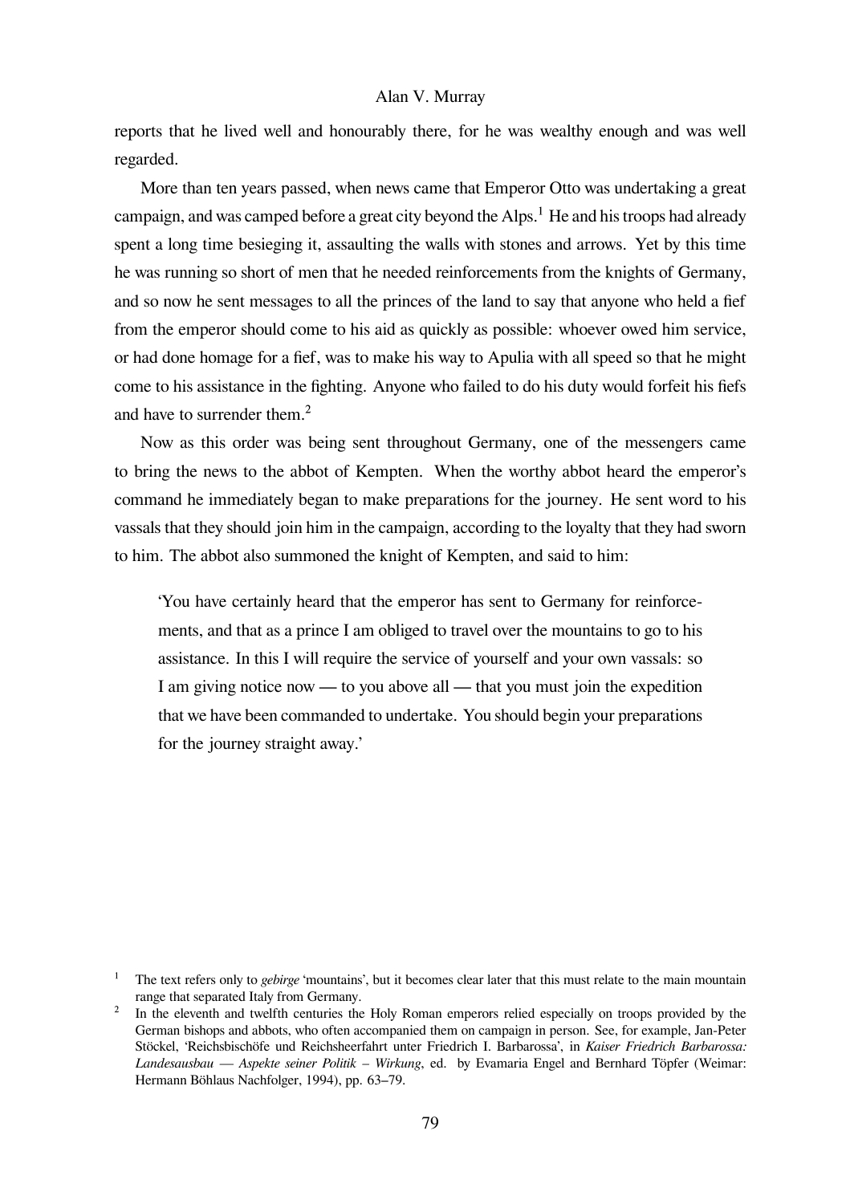reports that he lived well and honourably there, for he was wealthy enough and was well regarded.

More than ten years passed, when news came that Emperor Otto was undertaking a great campaign, and was camped before a great city beyond the Alps.[1] He and his troops had already spent a long time besieging it, assaulting the walls with stones and arrows. Yet by this time he was running so short of men that he needed reinforcements from the knights of Germany, and so now he sent messages to all the princes of the land to say that anyone who held a fief from the emperor should come to his aid as quickly as possible: whoever owed him service, or had done homage for a fief, was to make his way to Apulia with all speed so that he might come to his assistance in the fighting. Anyone who failed to do his duty would forfeit his fiefs and have to surrender them.[2]

Now as this order was being sent throughout Germany, one of the messengers came to bring the news to the abbot of Kempten. When the worthy abbot heard the emperor's command he immediately began to make preparations for the journey. He sent word to his vassals that they should join him in the campaign, according to the loyalty that they had sworn to him. The abbot also summoned the knight of Kempten, and said to him:

> 'You have certainly heard that the emperor has sent to Germany for reinforcements, and that as a prince I am obliged to travel over the mountains to go to his assistance. In this I will require the service of yourself and your own vassals: so I am giving notice now — to you above all — that you must join the expedition that we have been commanded to undertake. You should begin your preparations for the journey straight away.'

---

[1] The text refers only to *gebirge* 'mountains', but it becomes clear later that this must relate to the main mountain range that separated Italy from Germany.

[2] In the eleventh and twelfth centuries the Holy Roman emperors relied especially on troops provided by the German bishops and abbots, who often accompanied them on campaign in person. See, for example, Jan-Peter Stöckel, 'Reichsbischöfe und Reichsheerfahrt unter Friedrich I. Barbarossa', in *Kaiser Friedrich Barbarossa: Landesausbau — Aspekte seiner Politik – Wirkung*, ed. by Evamaria Engel and Bernhard Töpfer (Weimar: Hermann Böhlaus Nachfolger, 1994), pp. 63–79.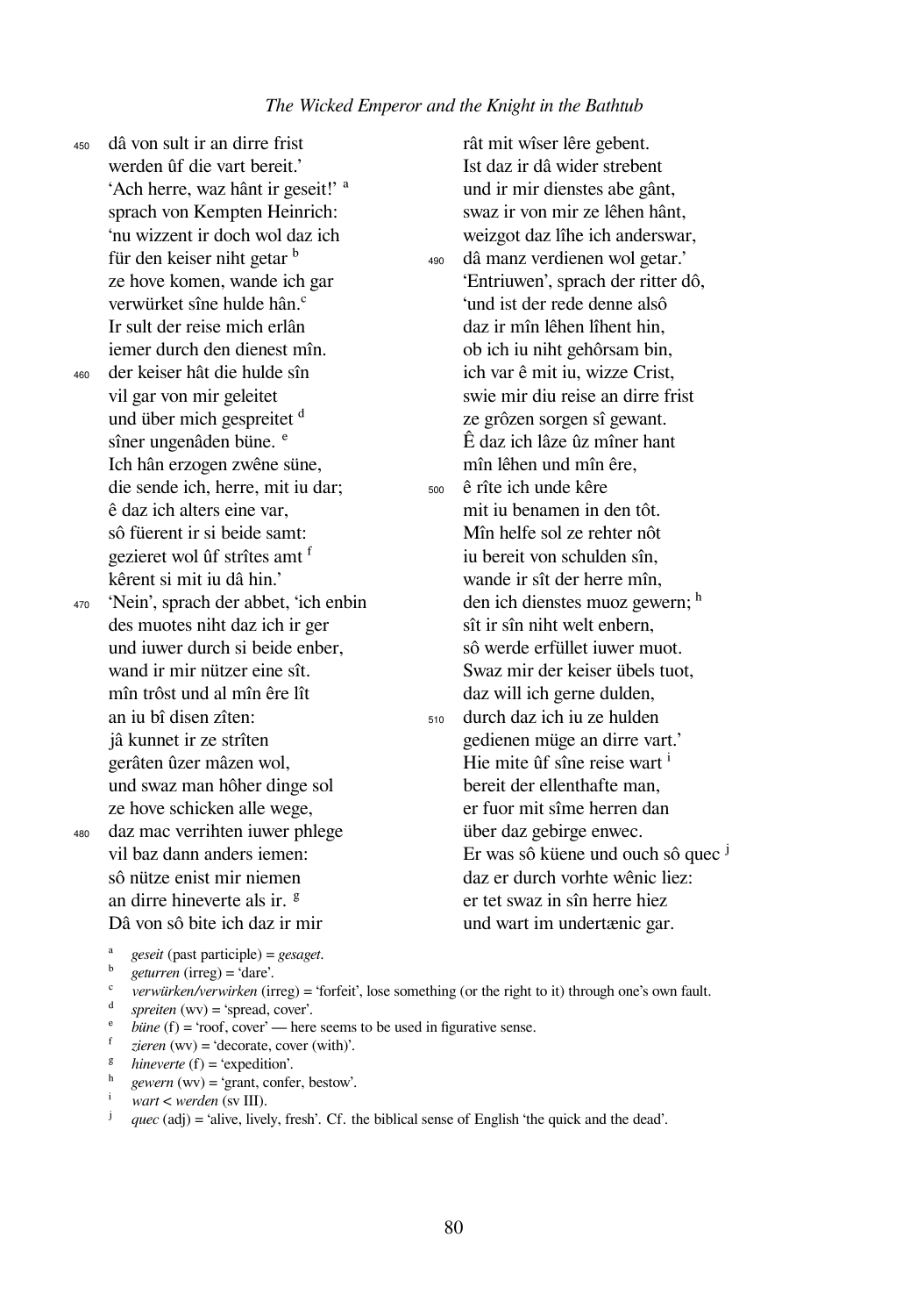450 dâ von sult ir an dirre frist
werden ûf die vart bereit.'
'Ach herre, waz hânt ir geseit!' [a]
sprach von Kempten Heinrich:
'nu wizzent ir doch wol daz ich
für den keiser niht getar [b]
ze hove komen, wande ich gar
verwürket sîne hulde hân.[c]
Ir sult der reise mich erlân
iemer durch den dienest mîn.
460 der keiser hât die hulde sîn
vil gar von mir geleitet
und über mich gespreitet [d]
sîner ungenâden büne. [e]
Ich hân erzogen zwêne süne,
die sende ich, herre, mit iu dar;
ê daz ich alters eine var,
sô füerent ir si beide samt:
gezieret wol ûf strîtes amt [f]
kêrent si mit iu dâ hin.'
470 'Nein', sprach der abbet, 'ich enbin
des muotes niht daz ich ir ger
und iuwer durch si beide enber,
wand ir mir nützer eine sît.
mîn trôst und al mîn êre lît
an iu bî disen zîten:
jâ kunnet ir ze strîten
gerâten ûzer mâzen wol,
und swaz man hôher dinge sol
ze hove schicken alle wege,
480 daz mac verrihten iuwer phlege
vil baz dann anders iemen:
sô nütze enist mir niemen
an dirre hineverte als ir. [g]
Dâ von sô bite ich daz ir mir
rât mit wîser lêre gebent.
Ist daz ir dâ wider strebent
und ir mir dienstes abe gânt,
swaz ir von mir ze lêhen hânt,
weizgot daz lîhe ich anderswar,
490 dâ manz verdienen wol getar.'
'Entriuwen', sprach der ritter dô,
'und ist der rede denne alsô
daz ir mîn lêhen lîhent hin,
ob ich iu niht gehôrsam bin,
ich var ê mit iu, wizze Crist,
swie mir diu reise an dirre frist
ze grôzen sorgen sî gewant.
Ê daz ich lâze ûz mîner hant
mîn lêhen und mîn êre,
500 ê rîte ich unde kêre
mit iu benamen in den tôt.
Mîn helfe sol ze rehter nôt
iu bereit von schulden sîn,
wande ir sît der herre mîn,
den ich dienstes muoz gewern; [h]
sît ir sîn niht welt enbern,
sô werde erfüllet iuwer muot.
Swaz mir der keiser übels tuot,
daz will ich gerne dulden,
510 durch daz ich iu ze hulden
gedienen müge an dirre vart.'
Hie mite ûf sîne reise wart [i]
bereit der ellenthafte man,
er fuor mit sîme herren dan
über daz gebirge enwec.
Er was sô küene und ouch sô quec [j]
daz er durch vorhte wênic liez:
er tet swaz in sîn herre hiez
und wart im undertænic gar.

[a] *geseit* (past participle) = *gesaget*.
[b] *geturren* (irreg) = 'dare'.
[c] *verwürken/verwirken* (irreg) = 'forfeit', lose something (or the right to it) through one's own fault.
[d] *spreiten* (wv) = 'spread, cover'.
[e] *büne* (f) = 'roof, cover' — here seems to be used in figurative sense.
[f] *zieren* (wv) = 'decorate, cover (with)'.
[g] *hineverte* (f) = 'expedition'.
[h] *gewern* (wv) = 'grant, confer, bestow'.
[i] *wart* < *werden* (sv III).
[j] *quec* (adj) = 'alive, lively, fresh'. Cf. the biblical sense of English 'the quick and the dead'.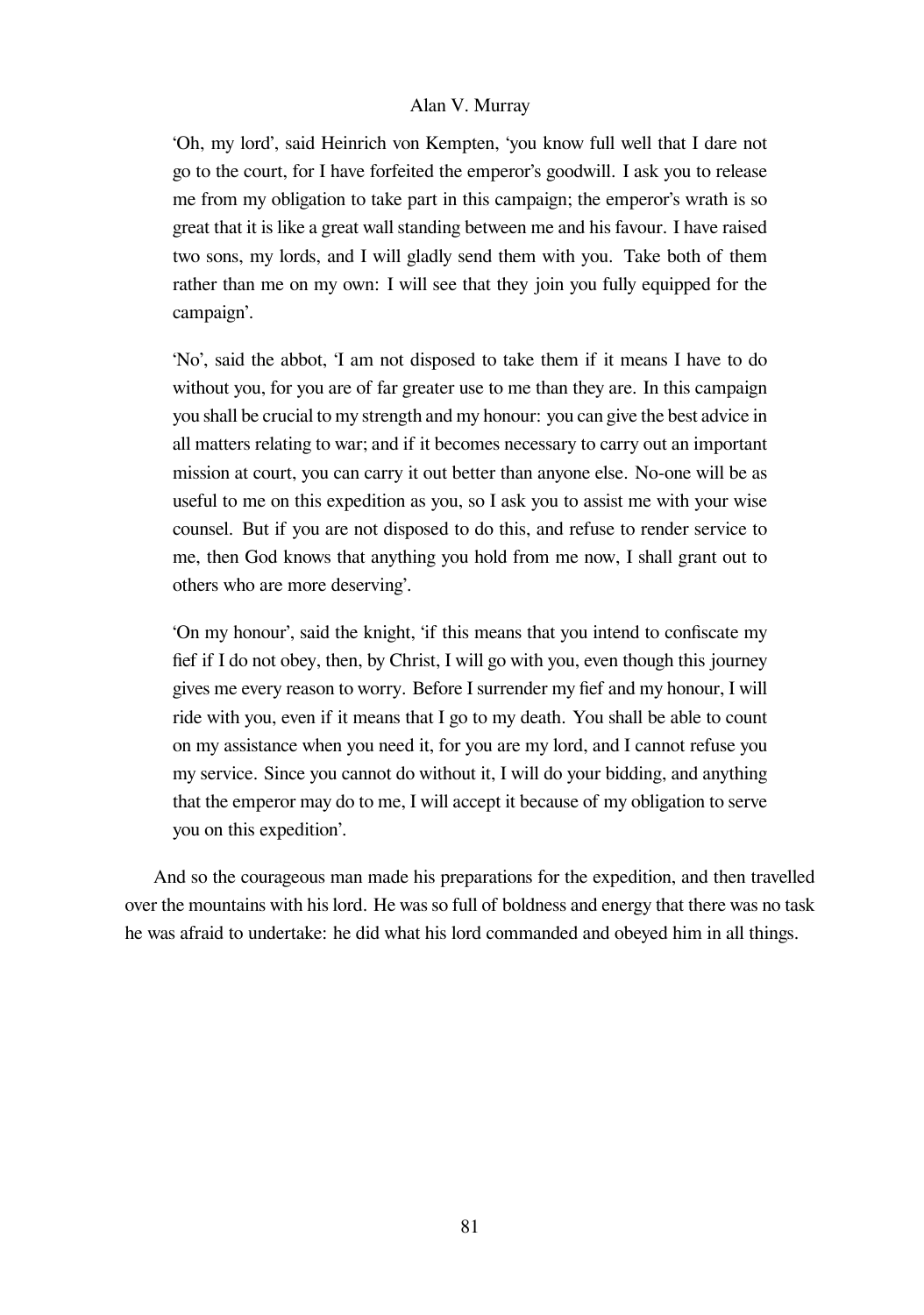> 'Oh, my lord', said Heinrich von Kempten, 'you know full well that I dare not go to the court, for I have forfeited the emperor's goodwill. I ask you to release me from my obligation to take part in this campaign; the emperor's wrath is so great that it is like a great wall standing between me and his favour. I have raised two sons, my lords, and I will gladly send them with you. Take both of them rather than me on my own: I will see that they join you fully equipped for the campaign'.
>
> 'No', said the abbot, 'I am not disposed to take them if it means I have to do without you, for you are of far greater use to me than they are. In this campaign you shall be crucial to my strength and my honour: you can give the best advice in all matters relating to war; and if it becomes necessary to carry out an important mission at court, you can carry it out better than anyone else. No-one will be as useful to me on this expedition as you, so I ask you to assist me with your wise counsel. But if you are not disposed to do this, and refuse to render service to me, then God knows that anything you hold from me now, I shall grant out to others who are more deserving'.
>
> 'On my honour', said the knight, 'if this means that you intend to confiscate my fief if I do not obey, then, by Christ, I will go with you, even though this journey gives me every reason to worry. Before I surrender my fief and my honour, I will ride with you, even if it means that I go to my death. You shall be able to count on my assistance when you need it, for you are my lord, and I cannot refuse you my service. Since you cannot do without it, I will do your bidding, and anything that the emperor may do to me, I will accept it because of my obligation to serve you on this expedition'.

And so the courageous man made his preparations for the expedition, and then travelled over the mountains with his lord. He was so full of boldness and energy that there was no task he was afraid to undertake: he did what his lord commanded and obeyed him in all things.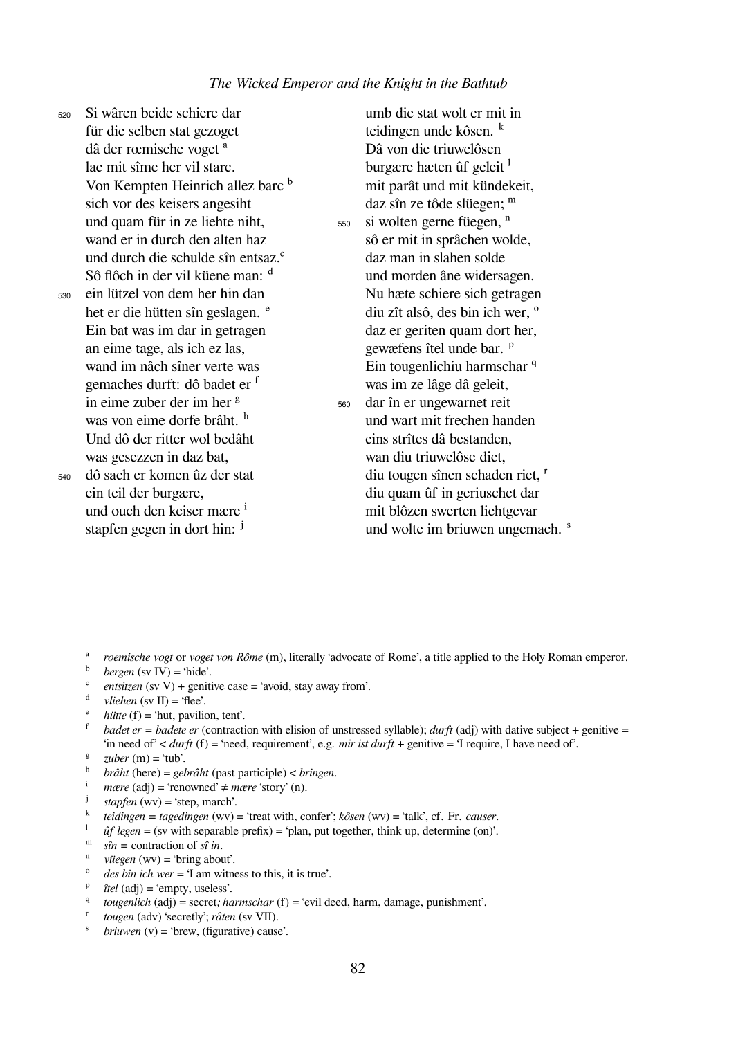520 Si wâren beide schiere dar
für die selben stat gezoget
dâ der rœmische voget [a]
lac mit sîme her vil starc.
Von Kempten Heinrich allez barc [b]
sich vor des keisers angesiht
und quam für in ze liehte niht,
wand er in durch den alten haz
und durch die schulde sîn entsaz.[c]
Sô flôch in der vil küene man: [d]
530 ein lützel von dem her hin dan
het er die hütten sîn geslagen. [e]
Ein bat was im dar in getragen
an eime tage, als ich ez las,
wand im nâch sîner verte was
gemaches durft: dô badet er [f]
in eime zuber der im her [g]
was von eime dorfe brâht. [h]
Und dô der ritter wol bedâht
was gesezzen in daz bat,
540 dô sach er komen ûz der stat
ein teil der burgære,
und ouch den keiser mære [i]
stapfen gegen in dort hin: [j]
umb die stat wolt er mit in
teidingen unde kôsen. [k]
Dâ von die triuwelôsen
burgære hæten ûf geleit [l]
mit parât und mit kündekeit,
daz sîn ze tôde slüegen; [m]
550 si wolten gerne füegen, [n]
sô er mit in sprâchen wolde,
daz man in slahen solde
und morden âne widersagen.
Nu hæte schiere sich getragen
diu zît alsô, des bin ich wer, [o]
daz er geriten quam dort her,
gewæfens îtel unde bar. [p]
Ein tougenlichiu harmschar [q]
was im ze lâge dâ geleit,
560 dar în er ungewarnet reit
und wart mit frechen handen
eins strîtes dâ bestanden,
wan diu triuwelôse diet,
diu tougen sînen schaden riet, [r]
diu quam ûf in geriuschet dar
mit blôzen swerten liehtgevar
und wolte im briuwen ungemach. [s]

---

[a] *roemische vogt* or *voget von Rôme* (m), literally 'advocate of Rome', a title applied to the Holy Roman emperor.
[b] *bergen* (sv IV) = 'hide'.
[c] *entsitzen* (sv V) + genitive case = 'avoid, stay away from'.
[d] *vliehen* (sv II) = 'flee'.
[e] *hütte* (f) = 'hut, pavilion, tent'.
[f] *badet er* = *badete er* (contraction with elision of unstressed syllable); *durft* (adj) with dative subject + genitive = 'in need of' < *durft* (f) = 'need, requirement', e.g. *mir ist durft* + genitive = 'I require, I have need of'.
[g] *zuber* (m) = 'tub'.
[h] *brâht* (here) = *gebrâht* (past participle) < *bringen*.
[i] *mære* (adj) = 'renowned' ≠ *mære* 'story' (n).
[j] *stapfen* (wv) = 'step, march'.
[k] *teidingen* = *tagedingen* (wv) = 'treat with, confer'; *kôsen* (wv) = 'talk', cf. Fr. *causer*.
[l] *ûf legen* = (sv with separable prefix) = 'plan, put together, think up, determine (on)'.
[m] *sîn* = contraction of *sî in*.
[n] *vüegen* (wv) = 'bring about'.
[o] *des bin ich wer* = 'I am witness to this, it is true'.
[p] *îtel* (adj) = 'empty, useless'.
[q] *tougenlich* (adj) = secret*; harmschar* (f) = 'evil deed, harm, damage, punishment'.
[r] *tougen* (adv) 'secretly'; *râten* (sv VII).
[s] *briuwen* (v) = 'brew, (figurative) cause'.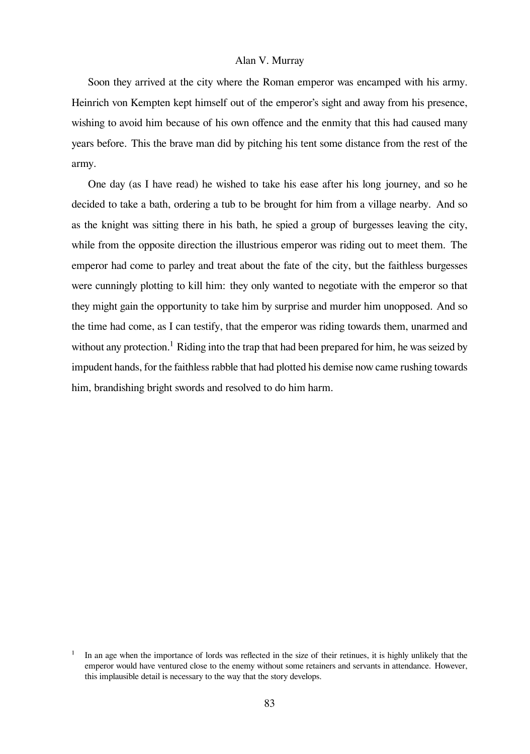Soon they arrived at the city where the Roman emperor was encamped with his army. Heinrich von Kempten kept himself out of the emperor's sight and away from his presence, wishing to avoid him because of his own offence and the enmity that this had caused many years before. This the brave man did by pitching his tent some distance from the rest of the army.

One day (as I have read) he wished to take his ease after his long journey, and so he decided to take a bath, ordering a tub to be brought for him from a village nearby. And so as the knight was sitting there in his bath, he spied a group of burgesses leaving the city, while from the opposite direction the illustrious emperor was riding out to meet them. The emperor had come to parley and treat about the fate of the city, but the faithless burgesses were cunningly plotting to kill him: they only wanted to negotiate with the emperor so that they might gain the opportunity to take him by surprise and murder him unopposed. And so the time had come, as I can testify, that the emperor was riding towards them, unarmed and without any protection.[1] Riding into the trap that had been prepared for him, he was seized by impudent hands, for the faithless rabble that had plotted his demise now came rushing towards him, brandishing bright swords and resolved to do him harm.

[1] In an age when the importance of lords was reflected in the size of their retinues, it is highly unlikely that the emperor would have ventured close to the enemy without some retainers and servants in attendance. However, this implausible detail is necessary to the way that the story develops.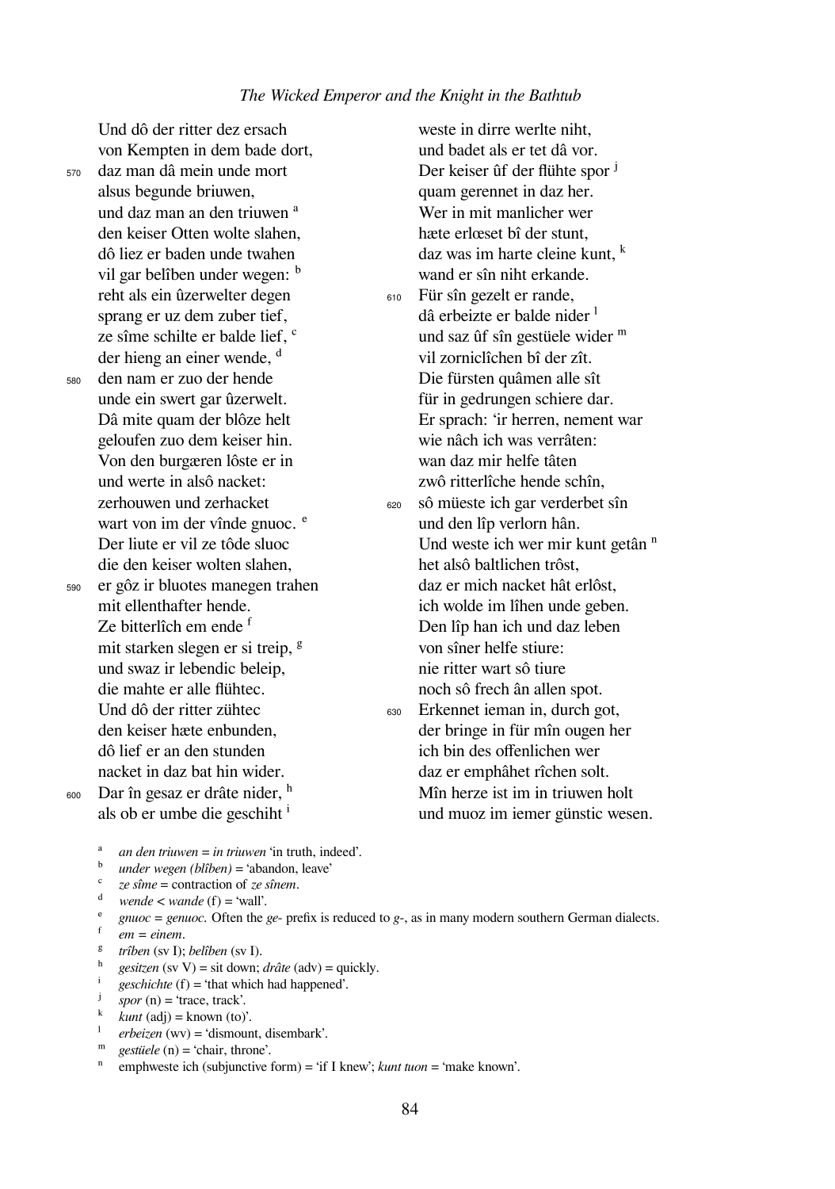Und dô der ritter dez ersach
von Kempten in dem bade dort,
570 daz man dâ mein unde mort
alsus begunde briuwen,
und daz man an den triuwen [a]
den keiser Otten wolte slahen,
dô liez er baden unde twahen
vil gar belîben under wegen: [b]
reht als ein ûzerwelter degen
sprang er uz dem zuber tief,
ze sîme schilte er balde lief, [c]
der hieng an einer wende, [d]
580 den nam er zuo der hende
unde ein swert gar ûzerwelt.
Dâ mite quam der blôze helt
geloufen zuo dem keiser hin.
Von den burgæren lôste er in
und werte in alsô nacket:
zerhouwen und zerhacket
wart von im der vînde gnuoc. [e]
Der liute er vil ze tôde sluoc
die den keiser wolten slahen,
590 er gôz ir bluotes manegen trahen
mit ellenthafter hende.
Ze bitterlîch em ende [f]
mit starken slegen er si treip, [g]
und swaz ir lebendic beleip,
die mahte er alle flühtec.
Und dô der ritter zühtec
den keiser hæte enbunden,
dô lief er an den stunden
nacket in daz bat hin wider.
600 Dar în gesaz er drâte nider, [h]
als ob er umbe die geschiht [i]
weste in dirre werlte niht,
und badet als er tet dâ vor.
Der keiser ûf der flühte spor [j]
quam gerennet in daz her.
Wer in mit manlicher wer
hæte erlœset bî der stunt,
daz was im harte cleine kunt, [k]
wand er sîn niht erkande.
610 Für sîn gezelt er rande,
dâ erbeizte er balde nider [l]
und saz ûf sîn gestüele wider [m]
vil zorniclîchen bî der zît.
Die fürsten quâmen alle sît
für in gedrungen schiere dar.
Er sprach: 'ir herren, nement war
wie nâch ich was verrâten:
wan daz mir helfe tâten
zwô ritterlîche hende schîn,
620 sô müeste ich gar verderbet sîn
und den lîp verlorn hân.
Und weste ich wer mir kunt getân [n]
het alsô baltlichen trôst,
daz er mich nacket hât erlôst,
ich wolde im lîhen unde geben.
Den lîp han ich und daz leben
von sîner helfe stiure:
nie ritter wart sô tiure
noch sô frech ân allen spot.
630 Erkennet ieman in, durch got,
der bringe in für mîn ougen her
ich bin des offenlichen wer
daz er emphâhet rîchen solt.
Mîn herze ist im in triuwen holt
und muoz im iemer günstic wesen.

[a] *an den triuwen* = *in triuwen* 'in truth, indeed'.
[b] *under wegen (blîben)* = 'abandon, leave'
[c] *ze sîme* = contraction of *ze sînem*.
[d] *wende* < *wande* (f) = 'wall'.
[e] *gnuoc* = *genuoc*. Often the *ge-* prefix is reduced to *g-*, as in many modern southern German dialects.
[f] *em* = *einem*.
[g] *trîben* (sv I); *belîben* (sv I).
[h] *gesitzen* (sv V) = sit down; *drâte* (adv) = quickly.
[i] *geschichte* (f) = 'that which had happened'.
[j] *spor* (n) = 'trace, track'.
[k] *kunt* (adj) = known (to)'.
[l] *erbeizen* (wv) = 'dismount, disembark'.
[m] *gestüele* (n) = 'chair, throne'.
[n] emphweste ich (subjunctive form) = 'if I knew'; *kunt tuon* = 'make known'.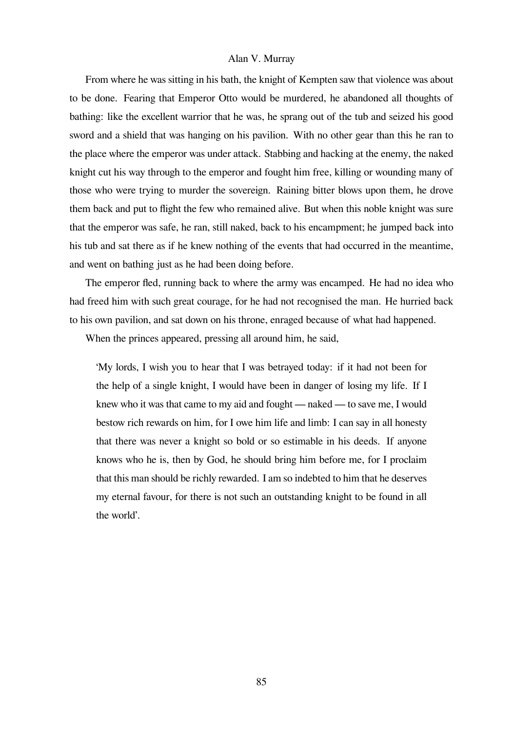From where he was sitting in his bath, the knight of Kempten saw that violence was about to be done. Fearing that Emperor Otto would be murdered, he abandoned all thoughts of bathing: like the excellent warrior that he was, he sprang out of the tub and seized his good sword and a shield that was hanging on his pavilion. With no other gear than this he ran to the place where the emperor was under attack. Stabbing and hacking at the enemy, the naked knight cut his way through to the emperor and fought him free, killing or wounding many of those who were trying to murder the sovereign. Raining bitter blows upon them, he drove them back and put to flight the few who remained alive. But when this noble knight was sure that the emperor was safe, he ran, still naked, back to his encampment; he jumped back into his tub and sat there as if he knew nothing of the events that had occurred in the meantime, and went on bathing just as he had been doing before.

The emperor fled, running back to where the army was encamped. He had no idea who had freed him with such great courage, for he had not recognised the man. He hurried back to his own pavilion, and sat down on his throne, enraged because of what had happened.

When the princes appeared, pressing all around him, he said,

> 'My lords, I wish you to hear that I was betrayed today: if it had not been for the help of a single knight, I would have been in danger of losing my life. If I knew who it was that came to my aid and fought — naked — to save me, I would bestow rich rewards on him, for I owe him life and limb: I can say in all honesty that there was never a knight so bold or so estimable in his deeds. If anyone knows who he is, then by God, he should bring him before me, for I proclaim that this man should be richly rewarded. I am so indebted to him that he deserves my eternal favour, for there is not such an outstanding knight to be found in all the world'.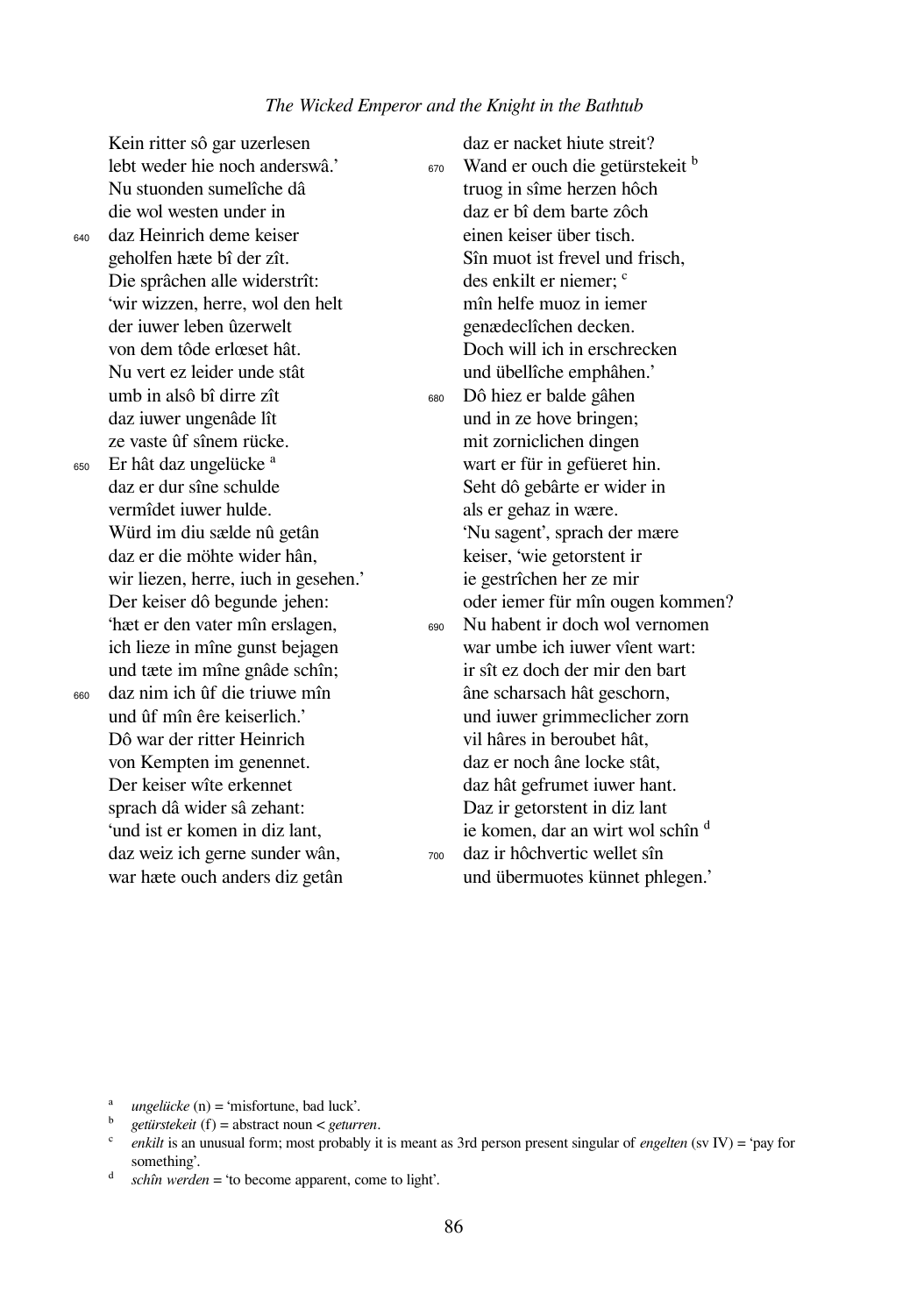Kein ritter sô gar uzerlesen
lebt weder hie noch anderswâ.'
Nu stuonden sumelîche dâ
die wol westen under in
640 daz Heinrich deme keiser
geholfen hæte bî der zît.
Die sprâchen alle widerstrît:
'wir wizzen, herre, wol den helt
der iuwer leben ûzerwelt
von dem tôde erlœset hât.
Nu vert ez leider unde stât
umb in alsô bî dirre zît
daz iuwer ungenâde lît
ze vaste ûf sînem rücke.
650 Er hât daz ungelücke [a]
daz er dur sîne schulde
vermîdet iuwer hulde.
Würd im diu sælde nû getân
daz er die möhte wider hân,
wir liezen, herre, iuch in gesehen.'
Der keiser dô begunde jehen:
'hæt er den vater mîn erslagen,
ich lieze in mîne gunst bejagen
und tæte im mîne gnâde schîn;
660 daz nim ich ûf die triuwe mîn
und ûf mîn êre keiserlich.'
Dô war der ritter Heinrich
von Kempten im genennet.
Der keiser wîte erkennet
sprach dâ wider sâ zehant:
'und ist er komen in diz lant,
daz weiz ich gerne sunder wân,
war hæte ouch anders diz getân
daz er nacket hiute streit?
670 Wand er ouch die getürstekeit [b]
truog in sîme herzen hôch
daz er bî dem barte zôch
einen keiser über tisch.
Sîn muot ist frevel und frisch,
des enkilt er niemer; [c]
mîn helfe muoz in iemer
genædeclîchen decken.
Doch will ich in erschrecken
und übellîche emphâhen.'
680 Dô hiez er balde gâhen
und in ze hove bringen;
mit zorniclichen dingen
wart er für in gefüeret hin.
Seht dô gebârte er wider in
als er gehaz in wære.
'Nu sagent', sprach der mære
keiser, 'wie getorstent ir
ie gestrîchen her ze mir
oder iemer für mîn ougen kommen?
690 Nu habent ir doch wol vernomen
war umbe ich iuwer vîent wart:
ir sît ez doch der mir den bart
âne scharsach hât geschorn,
und iuwer grimmeclicher zorn
vil hâres in beroubet hât,
daz er noch âne locke stât,
daz hât gefrumet iuwer hant.
Daz ir getorstent in diz lant
ie komen, dar an wirt wol schîn [d]
700 daz ir hôchvertic wellet sîn
und übermuotes künnet phlegen.'

---

[a] *ungelücke* (n) = 'misfortune, bad luck'.
[b] *getürstekeit* (f) = abstract noun < *geturren*.
[c] *enkilt* is an unusual form; most probably it is meant as 3rd person present singular of *engelten* (sv IV) = 'pay for something'.
[d] *schîn werden* = 'to become apparent, come to light'.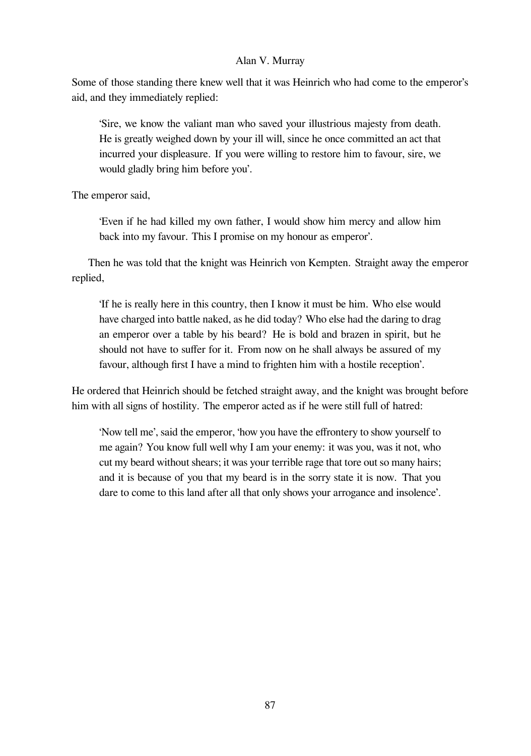Some of those standing there knew well that it was Heinrich who had come to the emperor's aid, and they immediately replied:

> 'Sire, we know the valiant man who saved your illustrious majesty from death. He is greatly weighed down by your ill will, since he once committed an act that incurred your displeasure. If you were willing to restore him to favour, sire, we would gladly bring him before you'.

The emperor said,

> 'Even if he had killed my own father, I would show him mercy and allow him back into my favour. This I promise on my honour as emperor'.

Then he was told that the knight was Heinrich von Kempten. Straight away the emperor replied,

> 'If he is really here in this country, then I know it must be him. Who else would have charged into battle naked, as he did today? Who else had the daring to drag an emperor over a table by his beard? He is bold and brazen in spirit, but he should not have to suffer for it. From now on he shall always be assured of my favour, although first I have a mind to frighten him with a hostile reception'.

He ordered that Heinrich should be fetched straight away, and the knight was brought before him with all signs of hostility. The emperor acted as if he were still full of hatred:

> 'Now tell me', said the emperor, 'how you have the effrontery to show yourself to me again? You know full well why I am your enemy: it was you, was it not, who cut my beard without shears; it was your terrible rage that tore out so many hairs; and it is because of you that my beard is in the sorry state it is now. That you dare to come to this land after all that only shows your arrogance and insolence'.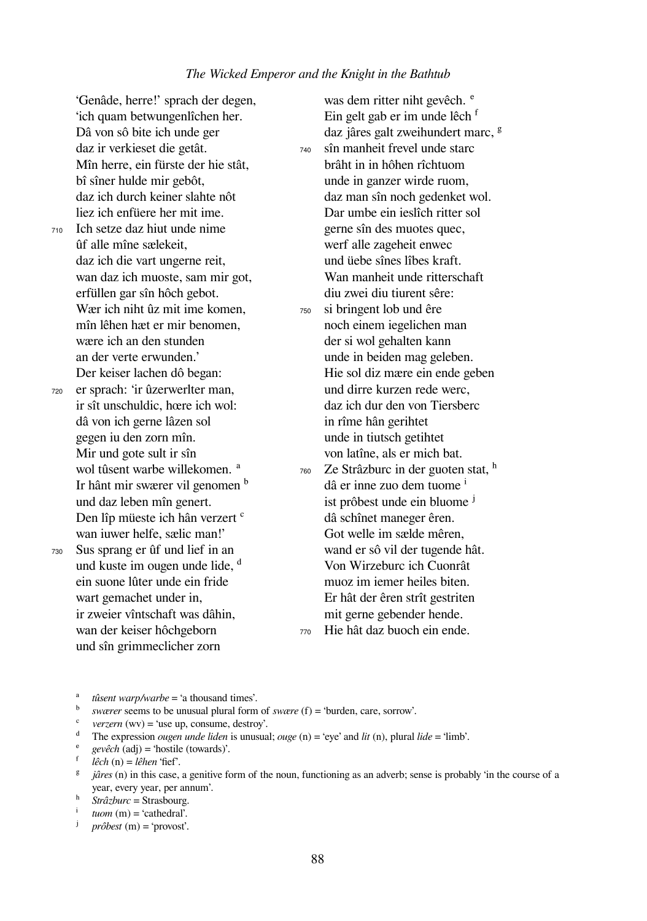'Genâde, herre!' sprach der degen,
'ich quam betwungenlîchen her.
Dâ von sô bite ich unde ger
daz ir verkieset die getât.
Mîn herre, ein fürste der hie stât,
bî sîner hulde mir gebôt,
daz ich durch keiner slahte nôt
liez ich enfüere her mit ime.
710 Ich setze daz hiut unde nime
ûf alle mîne sælekeit,
daz ich die vart ungerne reit,
wan daz ich muoste, sam mir got,
erfüllen gar sîn hôch gebot.
Wær ich niht ûz mit ime komen,
mîn lêhen hæt er mir benomen,
wære ich an den stunden
an der verte erwunden.'
Der keiser lachen dô began:
720 er sprach: 'ir ûzerwelter man,
ir sît unschuldic, hœre ich wol:
dâ von ich gerne lâzen sol
gegen iu den zorn mîn.
Mir und gote sult ir sîn
wol tûsent warbe willekomen. [a]
Ir hânt mir swærer vil genomen [b]
und daz leben mîn genert.
Den lîp müeste ich hân verzert [c]
wan iuwer helfe, sælic man!'
730 Sus sprang er ûf und lief in an
und kuste im ougen unde lide, [d]
ein suone lûter unde ein fride
wart gemachet under in,
ir zweier vîntschaft was dâhin,
wan der keiser hôchgeborn
und sîn grimmeclicher zorn
was dem ritter niht gevêch. [e]
Ein gelt gab er im unde lêch [f]
daz jâres galt zweihundert marc, [g]
740 sîn manheit frevel unde starc
brâht in in hôhen rîchtuom
unde in ganzer wirde ruom,
daz man sîn noch gedenket wol.
Dar umbe ein ieslîch ritter sol
gerne sîn des muotes quec,
werf alle zageheit enwec
und üebe sînes lîbes kraft.
Wan manheit unde ritterschaft
diu zwei diu tiurent sêre:
750 si bringent lob und êre
noch einem iegelichen man
der si wol gehalten kann
unde in beiden mag geleben.
Hie sol diz mære ein ende geben
und dirre kurzen rede werc,
daz ich dur den von Tiersberc
in rîme hân gerihtet
unde in tiutsch getihtet
von latîne, als er mich bat.
760 Ze Strâzburc in der guoten stat, [h]
dâ er inne zuo dem tuome [i]
ist prôbest unde ein bluome [j]
dâ schînet maneger êren.
Got welle im sælde mêren,
wand er sô vil der tugende hât.
Von Wirzeburc ich Cuonrât
muoz im iemer heiles biten.
Er hât der êren strît gestriten
mit gerne gebender hende.
770 Hie hât daz buoch ein ende.

---

[a] *tûsent warp/warbe* = 'a thousand times'.
[b] *swærer* seems to be unusual plural form of *swære* (f) = 'burden, care, sorrow'.
[c] *verzern* (wv) = 'use up, consume, destroy'.
[d] The expression *ougen unde liden* is unusual; *ouge* (n) = 'eye' and *lit* (n), plural *lide* = 'limb'.
[e] *gevêch* (adj) = 'hostile (towards)'.
[f] *lêch* (n) = *lêhen* 'fief'.
[g] *jâres* (n) in this case, a genitive form of the noun, functioning as an adverb; sense is probably 'in the course of a year, every year, per annum'.
[h] *Strâzburc* = Strasbourg.
[i] *tuom* (m) = 'cathedral'.
[j] *prôbest* (m) = 'provost'.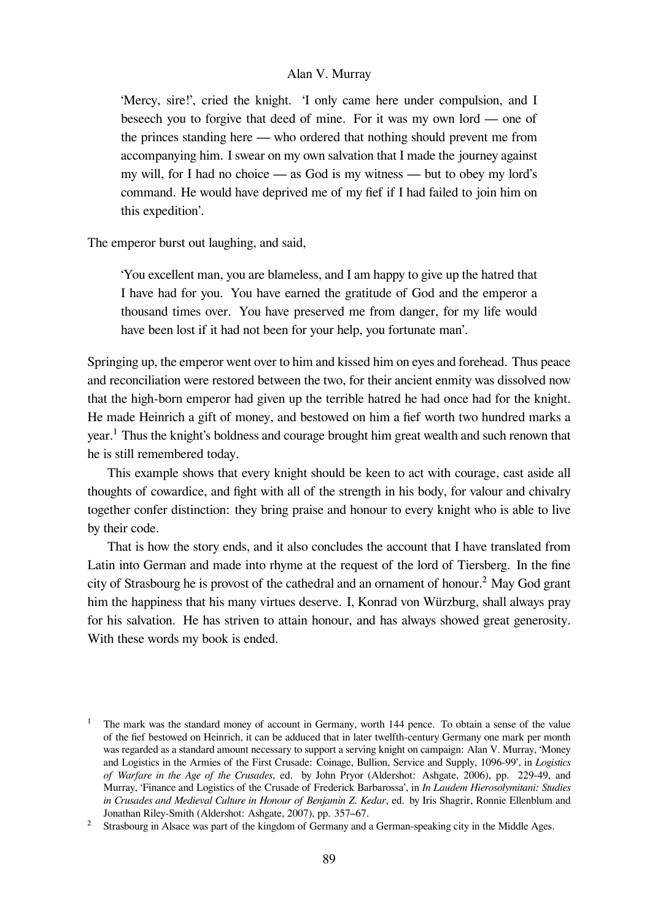> 'Mercy, sire!', cried the knight. 'I only came here under compulsion, and I beseech you to forgive that deed of mine. For it was my own lord — one of the princes standing here — who ordered that nothing should prevent me from accompanying him. I swear on my own salvation that I made the journey against my will, for I had no choice — as God is my witness — but to obey my lord's command. He would have deprived me of my fief if I had failed to join him on this expedition'.

The emperor burst out laughing, and said,

> 'You excellent man, you are blameless, and I am happy to give up the hatred that I have had for you. You have earned the gratitude of God and the emperor a thousand times over. You have preserved me from danger, for my life would have been lost if it had not been for your help, you fortunate man'.

Springing up, the emperor went over to him and kissed him on eyes and forehead. Thus peace and reconciliation were restored between the two, for their ancient enmity was dissolved now that the high-born emperor had given up the terrible hatred he had once had for the knight. He made Heinrich a gift of money, and bestowed on him a fief worth two hundred marks a year.[1] Thus the knight's boldness and courage brought him great wealth and such renown that he is still remembered today.

This example shows that every knight should be keen to act with courage, cast aside all thoughts of cowardice, and fight with all of the strength in his body, for valour and chivalry together confer distinction: they bring praise and honour to every knight who is able to live by their code.

That is how the story ends, and it also concludes the account that I have translated from Latin into German and made into rhyme at the request of the lord of Tiersberg. In the fine city of Strasbourg he is provost of the cathedral and an ornament of honour.[2] May God grant him the happiness that his many virtues deserve. I, Konrad von Würzburg, shall always pray for his salvation. He has striven to attain honour, and has always showed great generosity. With these words my book is ended.

---

[1] The mark was the standard money of account in Germany, worth 144 pence. To obtain a sense of the value of the fief bestowed on Heinrich, it can be adduced that in later twelfth-century Germany one mark per month was regarded as a standard amount necessary to support a serving knight on campaign: Alan V. Murray, 'Money and Logistics in the Armies of the First Crusade: Coinage, Bullion, Service and Supply, 1096-99', in *Logistics of Warfare in the Age of the Crusades*, ed. by John Pryor (Aldershot: Ashgate, 2006), pp. 229-49, and Murray, 'Finance and Logistics of the Crusade of Frederick Barbarossa', in *In Laudem Hierosolymitani: Studies in Crusades and Medieval Culture in Honour of Benjamin Z. Kedar*, ed. by Iris Shagrir, Ronnie Ellenblum and Jonathan Riley-Smith (Aldershot: Ashgate, 2007), pp. 357–67.

[2] Strasbourg in Alsace was part of the kingdom of Germany and a German-speaking city in the Middle Ages.